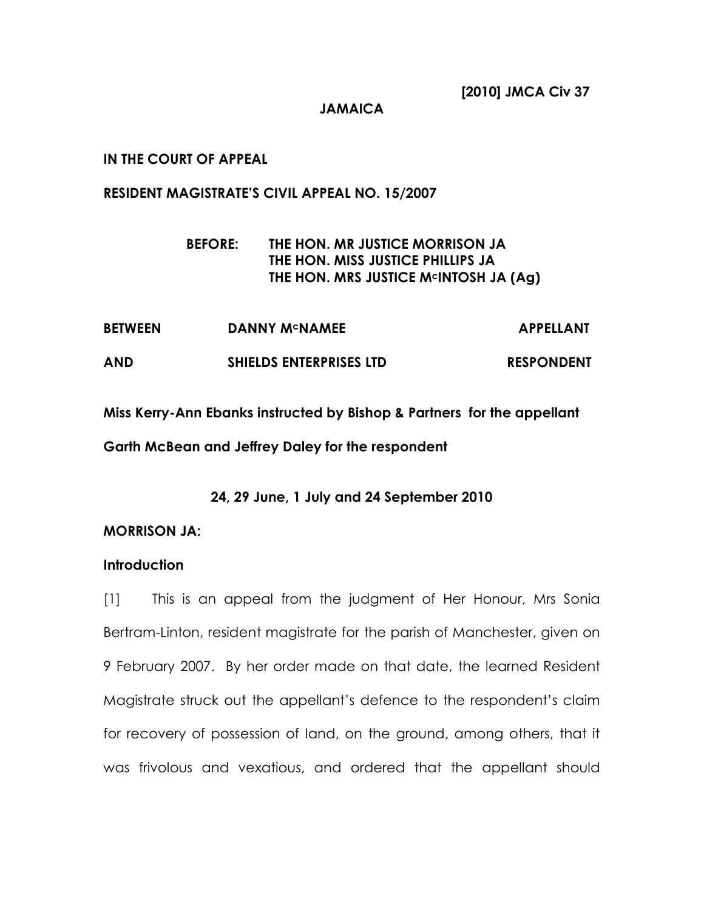**[2010] JMCA Civ 37**

**JAMAICA**

**IN THE COURT OF APPEAL**

**RESIDENT MAGISTRATE'S CIVIL APPEAL NO. 15/2007**

**BEFORE: THE HON. MR JUSTICE MORRISON JA**
**THE HON. MISS JUSTICE PHILLIPS JA**
**THE HON. MRS JUSTICE McINTOSH JA (Ag)**

| | | |
|---|---|---|
| **BETWEEN** | **DANNY McNAMEE** | **APPELLANT** |
| **AND** | **SHIELDS ENTERPRISES LTD** | **RESPONDENT** |

**Miss Kerry-Ann Ebanks instructed by Bishop & Partners for the appellant**

**Garth McBean and Jeffrey Daley for the respondent**

**24, 29 June, 1 July and 24 September 2010**

**MORRISON JA:**

**Introduction**

[1] This is an appeal from the judgment of Her Honour, Mrs Sonia Bertram-Linton, resident magistrate for the parish of Manchester, given on 9 February 2007. By her order made on that date, the learned Resident Magistrate struck out the appellant's defence to the respondent's claim for recovery of possession of land, on the ground, among others, that it was frivolous and vexatious, and ordered that the appellant should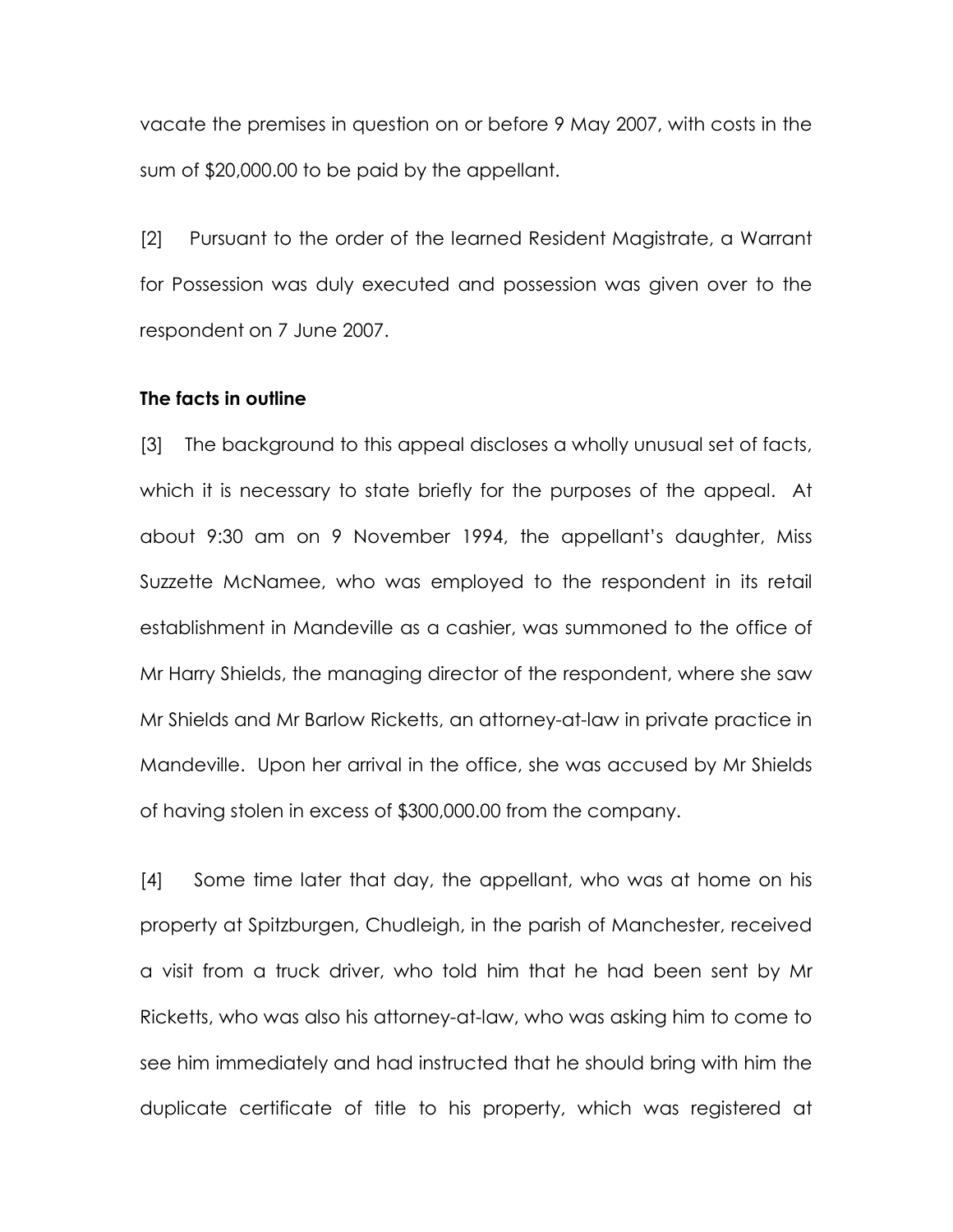vacate the premises in question on or before 9 May 2007, with costs in the sum of $20,000.00 to be paid by the appellant.

[2] Pursuant to the order of the learned Resident Magistrate, a Warrant for Possession was duly executed and possession was given over to the respondent on 7 June 2007.

**The facts in outline**

[3] The background to this appeal discloses a wholly unusual set of facts, which it is necessary to state briefly for the purposes of the appeal. At about 9:30 am on 9 November 1994, the appellant's daughter, Miss Suzzette McNamee, who was employed to the respondent in its retail establishment in Mandeville as a cashier, was summoned to the office of Mr Harry Shields, the managing director of the respondent, where she saw Mr Shields and Mr Barlow Ricketts, an attorney-at-law in private practice in Mandeville. Upon her arrival in the office, she was accused by Mr Shields of having stolen in excess of $300,000.00 from the company.

[4] Some time later that day, the appellant, who was at home on his property at Spitzburgen, Chudleigh, in the parish of Manchester, received a visit from a truck driver, who told him that he had been sent by Mr Ricketts, who was also his attorney-at-law, who was asking him to come to see him immediately and had instructed that he should bring with him the duplicate certificate of title to his property, which was registered at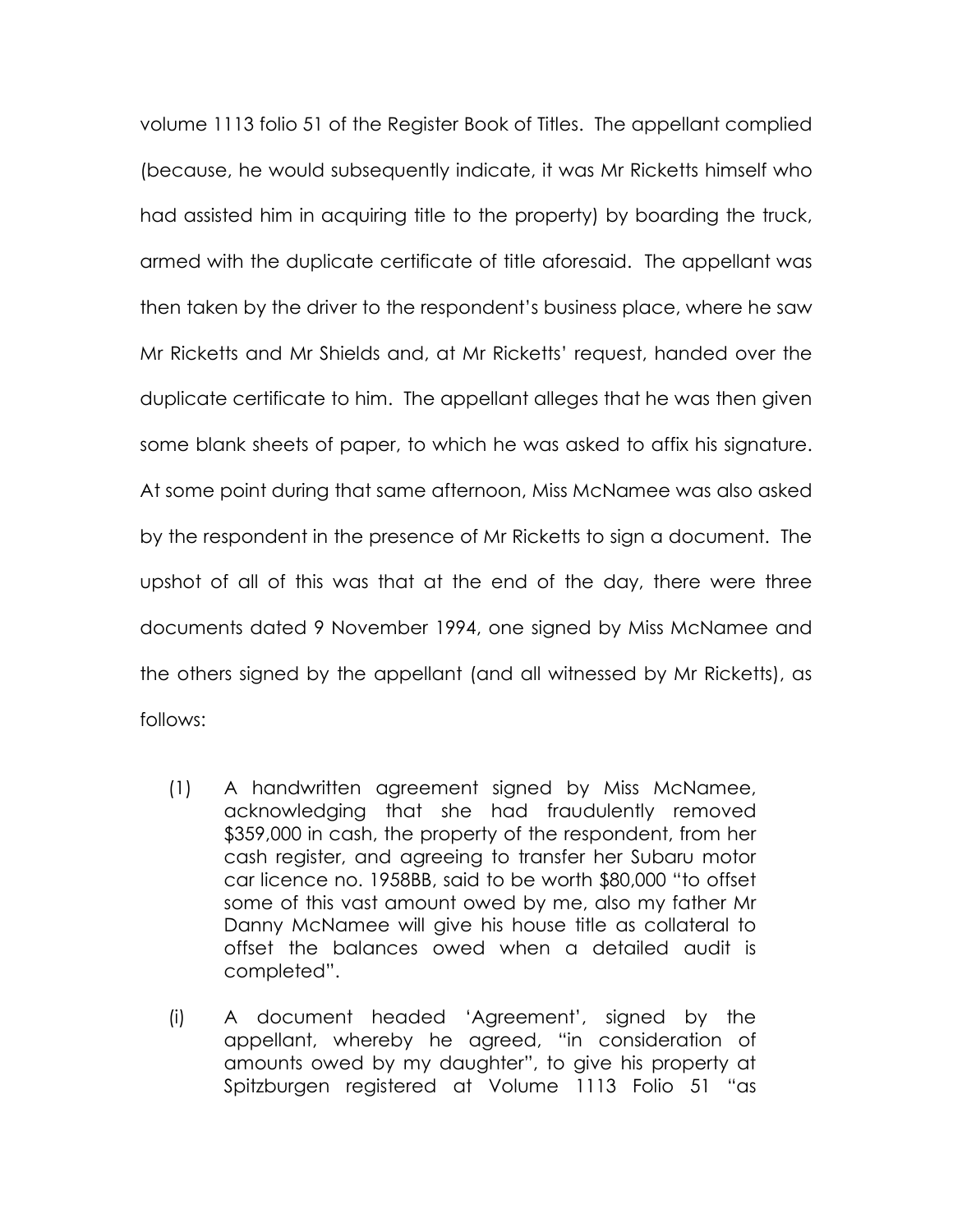volume 1113 folio 51 of the Register Book of Titles. The appellant complied (because, he would subsequently indicate, it was Mr Ricketts himself who had assisted him in acquiring title to the property) by boarding the truck, armed with the duplicate certificate of title aforesaid. The appellant was then taken by the driver to the respondent's business place, where he saw Mr Ricketts and Mr Shields and, at Mr Ricketts' request, handed over the duplicate certificate to him. The appellant alleges that he was then given some blank sheets of paper, to which he was asked to affix his signature. At some point during that same afternoon, Miss McNamee was also asked by the respondent in the presence of Mr Ricketts to sign a document. The upshot of all of this was that at the end of the day, there were three documents dated 9 November 1994, one signed by Miss McNamee and the others signed by the appellant (and all witnessed by Mr Ricketts), as follows:

(1) A handwritten agreement signed by Miss McNamee, acknowledging that she had fraudulently removed $359,000 in cash, the property of the respondent, from her cash register, and agreeing to transfer her Subaru motor car licence no. 1958BB, said to be worth $80,000 "to offset some of this vast amount owed by me, also my father Mr Danny McNamee will give his house title as collateral to offset the balances owed when a detailed audit is completed".

(i) A document headed 'Agreement', signed by the appellant, whereby he agreed, "in consideration of amounts owed by my daughter", to give his property at Spitzburgen registered at Volume 1113 Folio 51 "as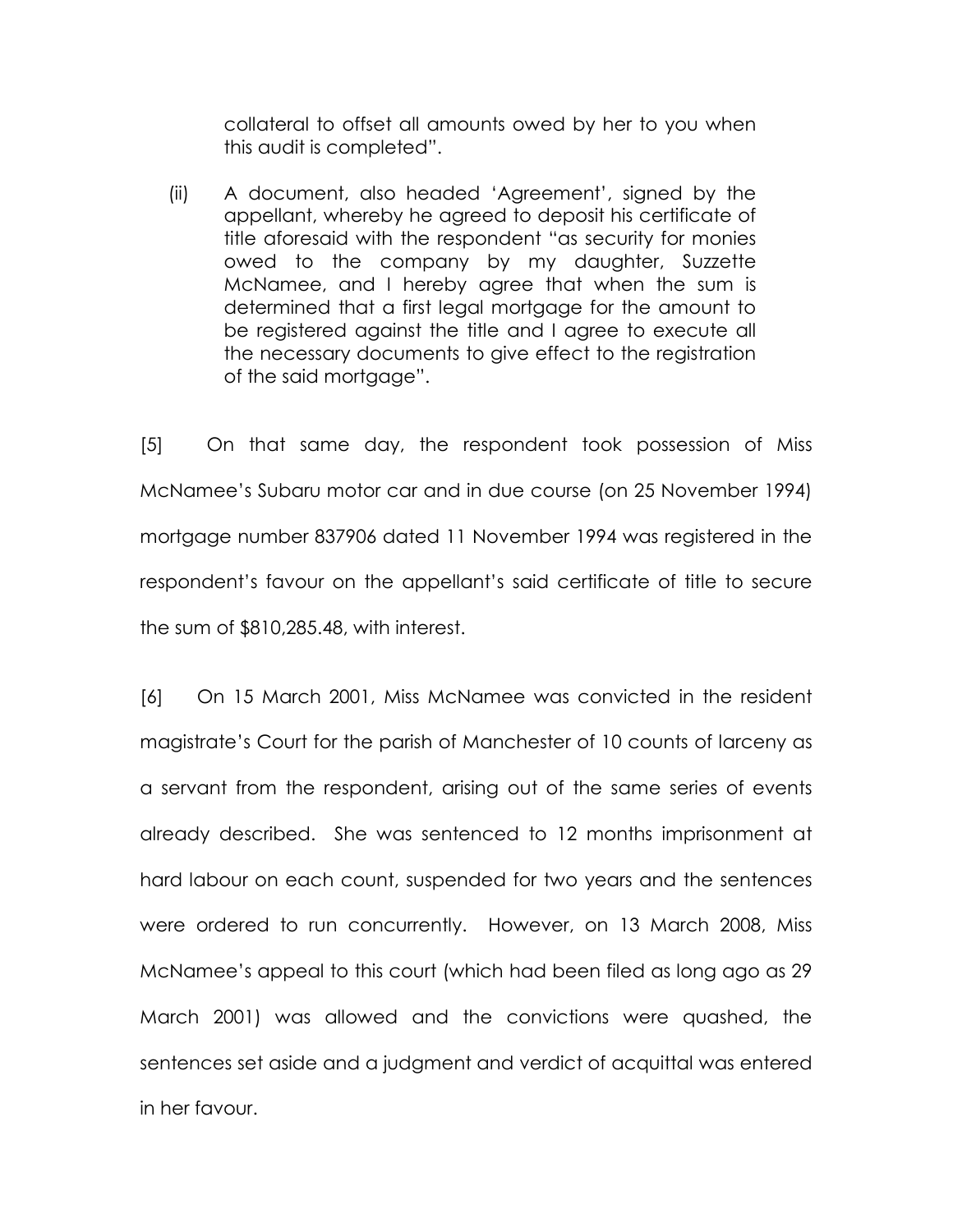collateral to offset all amounts owed by her to you when this audit is completed".

(ii) A document, also headed 'Agreement', signed by the appellant, whereby he agreed to deposit his certificate of title aforesaid with the respondent "as security for monies owed to the company by my daughter, Suzzette McNamee, and I hereby agree that when the sum is determined that a first legal mortgage for the amount to be registered against the title and I agree to execute all the necessary documents to give effect to the registration of the said mortgage".

[5] On that same day, the respondent took possession of Miss McNamee's Subaru motor car and in due course (on 25 November 1994) mortgage number 837906 dated 11 November 1994 was registered in the respondent's favour on the appellant's said certificate of title to secure the sum of $810,285.48, with interest.

[6] On 15 March 2001, Miss McNamee was convicted in the resident magistrate's Court for the parish of Manchester of 10 counts of larceny as a servant from the respondent, arising out of the same series of events already described. She was sentenced to 12 months imprisonment at hard labour on each count, suspended for two years and the sentences were ordered to run concurrently. However, on 13 March 2008, Miss McNamee's appeal to this court (which had been filed as long ago as 29 March 2001) was allowed and the convictions were quashed, the sentences set aside and a judgment and verdict of acquittal was entered in her favour.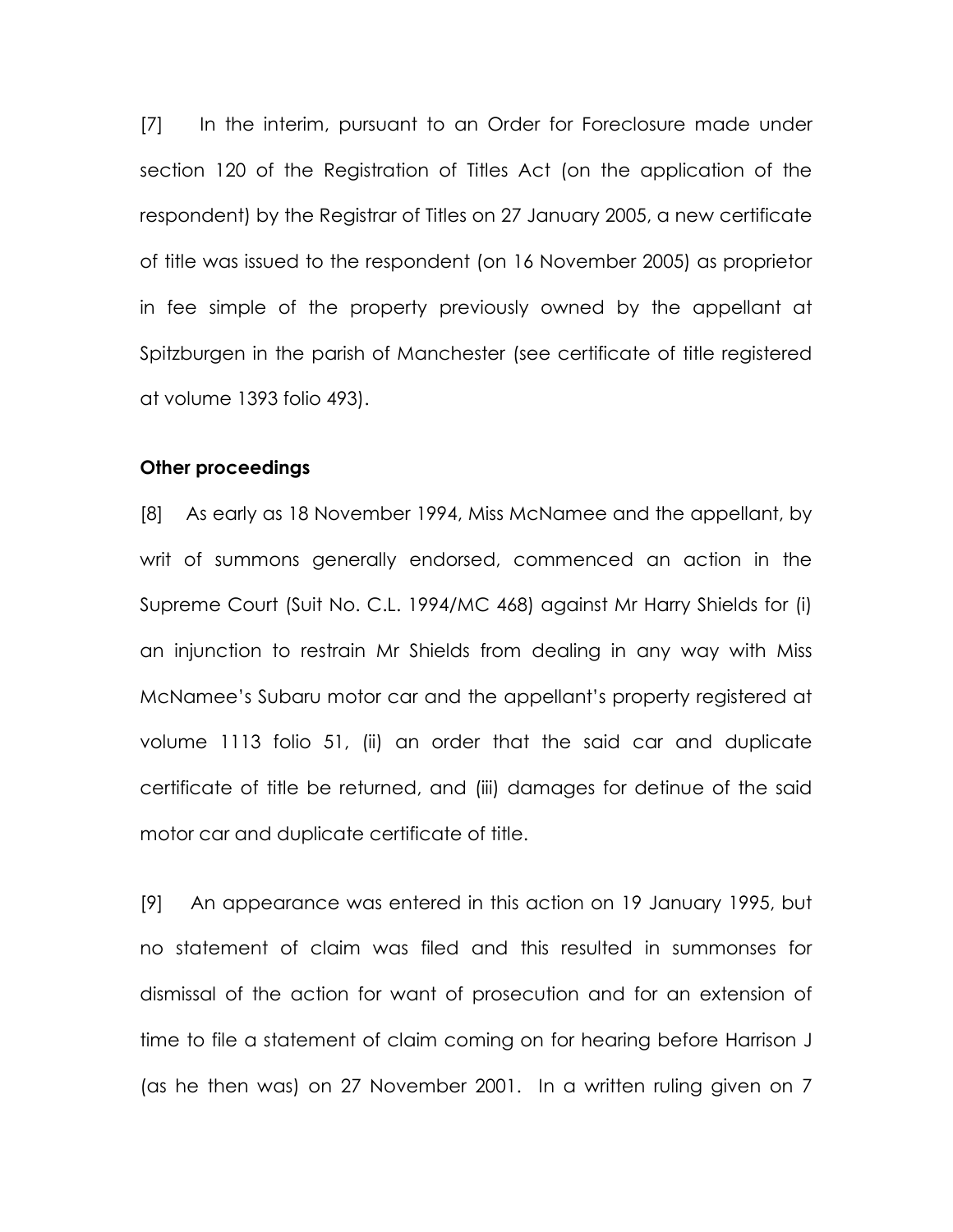[7] In the interim, pursuant to an Order for Foreclosure made under section 120 of the Registration of Titles Act (on the application of the respondent) by the Registrar of Titles on 27 January 2005, a new certificate of title was issued to the respondent (on 16 November 2005) as proprietor in fee simple of the property previously owned by the appellant at Spitzburgen in the parish of Manchester (see certificate of title registered at volume 1393 folio 493).

**Other proceedings**

[8] As early as 18 November 1994, Miss McNamee and the appellant, by writ of summons generally endorsed, commenced an action in the Supreme Court (Suit No. C.L. 1994/MC 468) against Mr Harry Shields for (i) an injunction to restrain Mr Shields from dealing in any way with Miss McNamee's Subaru motor car and the appellant's property registered at volume 1113 folio 51, (ii) an order that the said car and duplicate certificate of title be returned, and (iii) damages for detinue of the said motor car and duplicate certificate of title.

[9] An appearance was entered in this action on 19 January 1995, but no statement of claim was filed and this resulted in summonses for dismissal of the action for want of prosecution and for an extension of time to file a statement of claim coming on for hearing before Harrison J (as he then was) on 27 November 2001. In a written ruling given on 7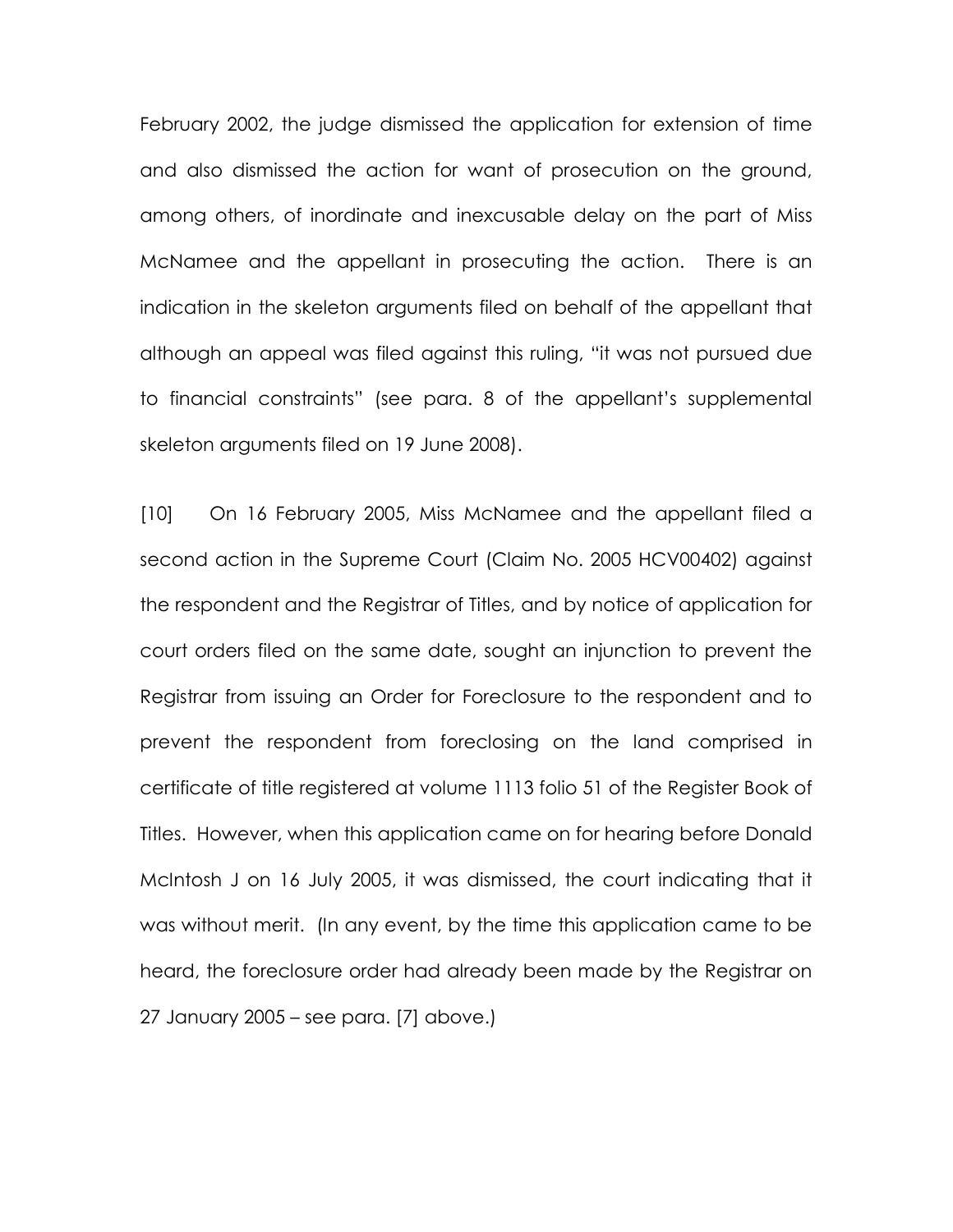February 2002, the judge dismissed the application for extension of time and also dismissed the action for want of prosecution on the ground, among others, of inordinate and inexcusable delay on the part of Miss McNamee and the appellant in prosecuting the action. There is an indication in the skeleton arguments filed on behalf of the appellant that although an appeal was filed against this ruling, "it was not pursued due to financial constraints" (see para. 8 of the appellant's supplemental skeleton arguments filed on 19 June 2008).

[10] On 16 February 2005, Miss McNamee and the appellant filed a second action in the Supreme Court (Claim No. 2005 HCV00402) against the respondent and the Registrar of Titles, and by notice of application for court orders filed on the same date, sought an injunction to prevent the Registrar from issuing an Order for Foreclosure to the respondent and to prevent the respondent from foreclosing on the land comprised in certificate of title registered at volume 1113 folio 51 of the Register Book of Titles. However, when this application came on for hearing before Donald McIntosh J on 16 July 2005, it was dismissed, the court indicating that it was without merit. (In any event, by the time this application came to be heard, the foreclosure order had already been made by the Registrar on 27 January 2005 – see para. [7] above.)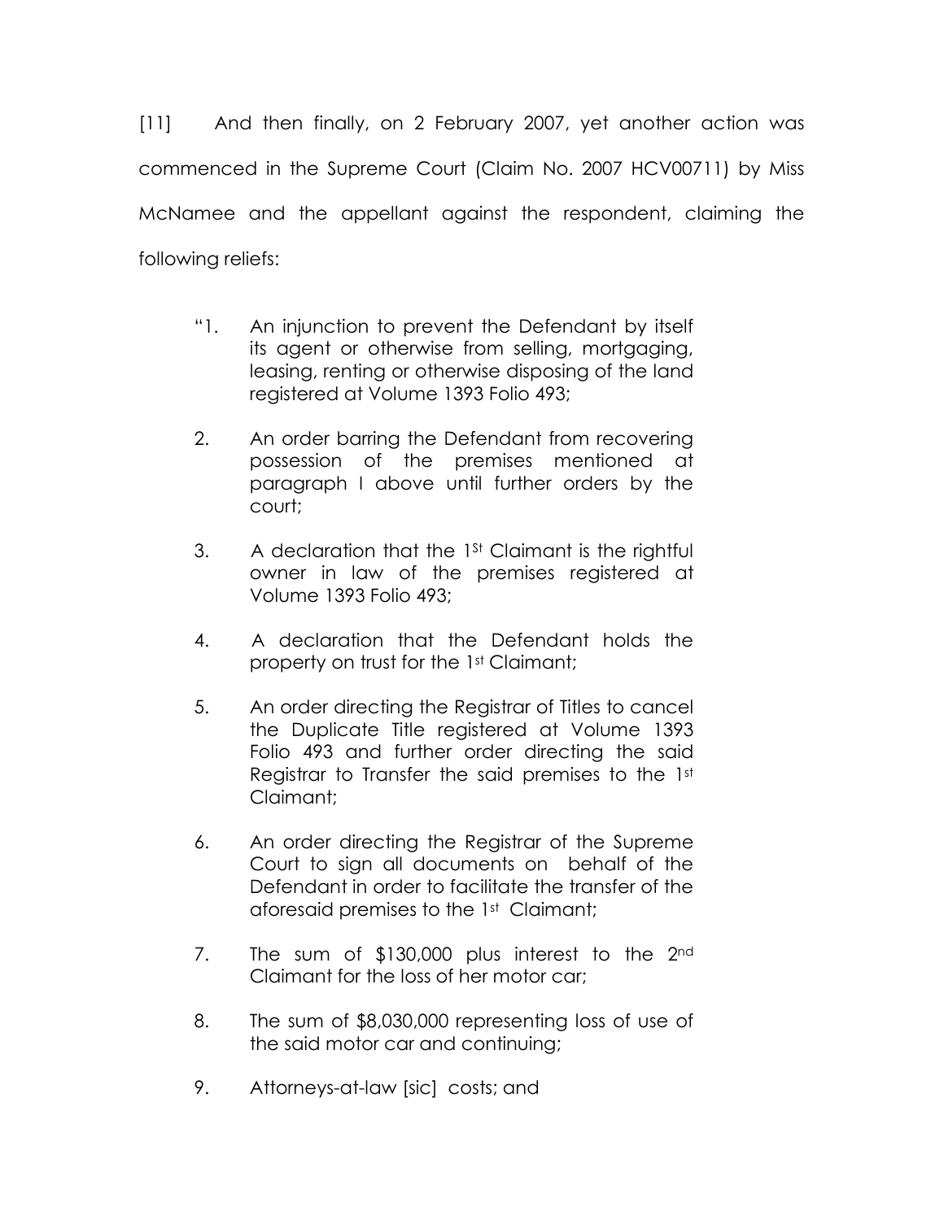[11] And then finally, on 2 February 2007, yet another action was commenced in the Supreme Court (Claim No. 2007 HCV00711) by Miss McNamee and the appellant against the respondent, claiming the following reliefs:

> "1. An injunction to prevent the Defendant by itself its agent or otherwise from selling, mortgaging, leasing, renting or otherwise disposing of the land registered at Volume 1393 Folio 493;
>
> 2. An order barring the Defendant from recovering possession of the premises mentioned at paragraph I above until further orders by the court;
>
> 3. A declaration that the 1st Claimant is the rightful owner in law of the premises registered at Volume 1393 Folio 493;
>
> 4. A declaration that the Defendant holds the property on trust for the 1st Claimant;
>
> 5. An order directing the Registrar of Titles to cancel the Duplicate Title registered at Volume 1393 Folio 493 and further order directing the said Registrar to Transfer the said premises to the 1st Claimant;
>
> 6. An order directing the Registrar of the Supreme Court to sign all documents on behalf of the Defendant in order to facilitate the transfer of the aforesaid premises to the 1st Claimant;
>
> 7. The sum of $130,000 plus interest to the 2nd Claimant for the loss of her motor car;
>
> 8. The sum of $8,030,000 representing loss of use of the said motor car and continuing;
>
> 9. Attorneys-at-law [sic] costs; and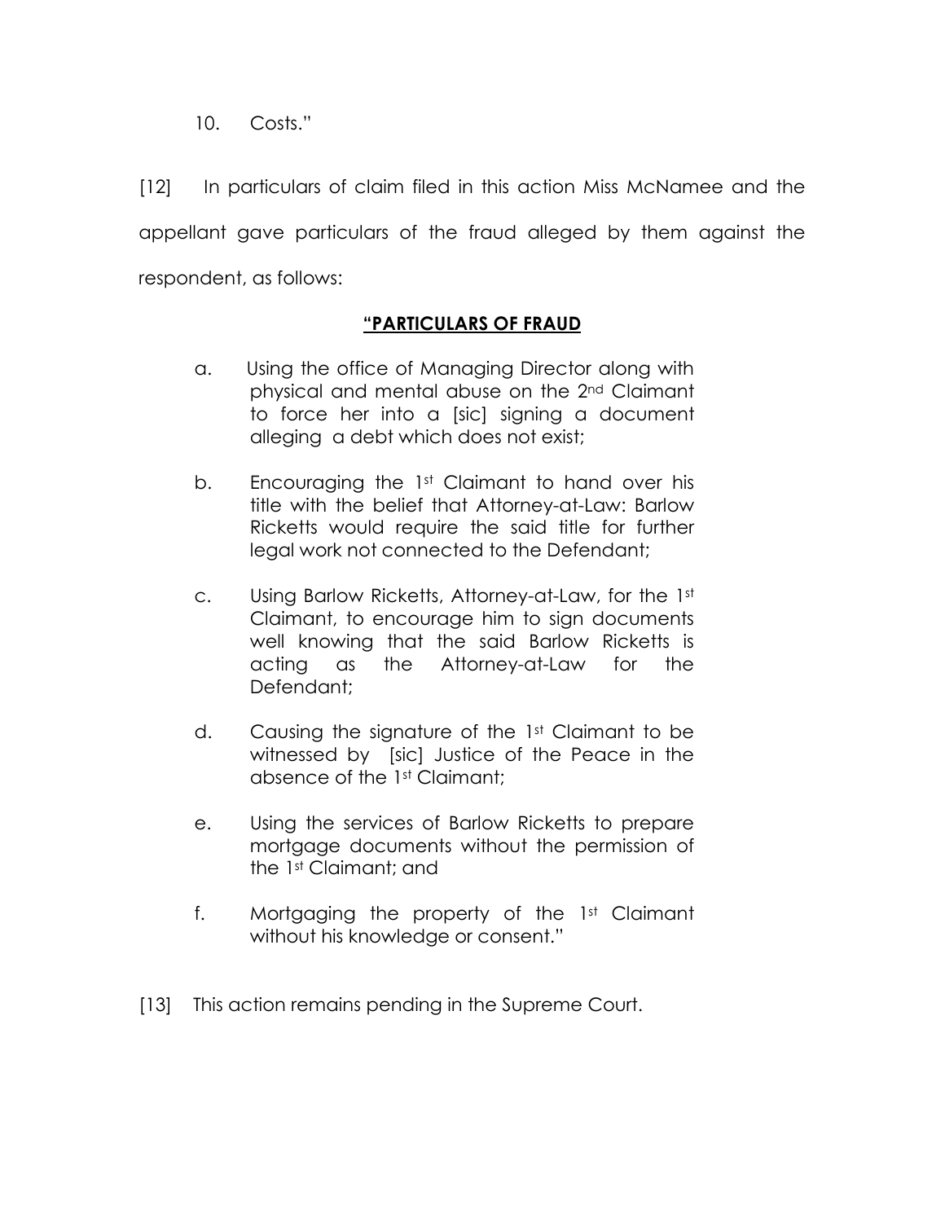10. Costs."

[12] In particulars of claim filed in this action Miss McNamee and the appellant gave particulars of the fraud alleged by them against the respondent, as follows:

**"PARTICULARS OF FRAUD**

a. Using the office of Managing Director along with physical and mental abuse on the 2nd Claimant to force her into a [sic] signing a document alleging a debt which does not exist;

b. Encouraging the 1st Claimant to hand over his title with the belief that Attorney-at-Law: Barlow Ricketts would require the said title for further legal work not connected to the Defendant;

c. Using Barlow Ricketts, Attorney-at-Law, for the 1st Claimant, to encourage him to sign documents well knowing that the said Barlow Ricketts is acting as the Attorney-at-Law for the Defendant;

d. Causing the signature of the 1st Claimant to be witnessed by [sic] Justice of the Peace in the absence of the 1st Claimant;

e. Using the services of Barlow Ricketts to prepare mortgage documents without the permission of the 1st Claimant; and

f. Mortgaging the property of the 1st Claimant without his knowledge or consent."

[13] This action remains pending in the Supreme Court.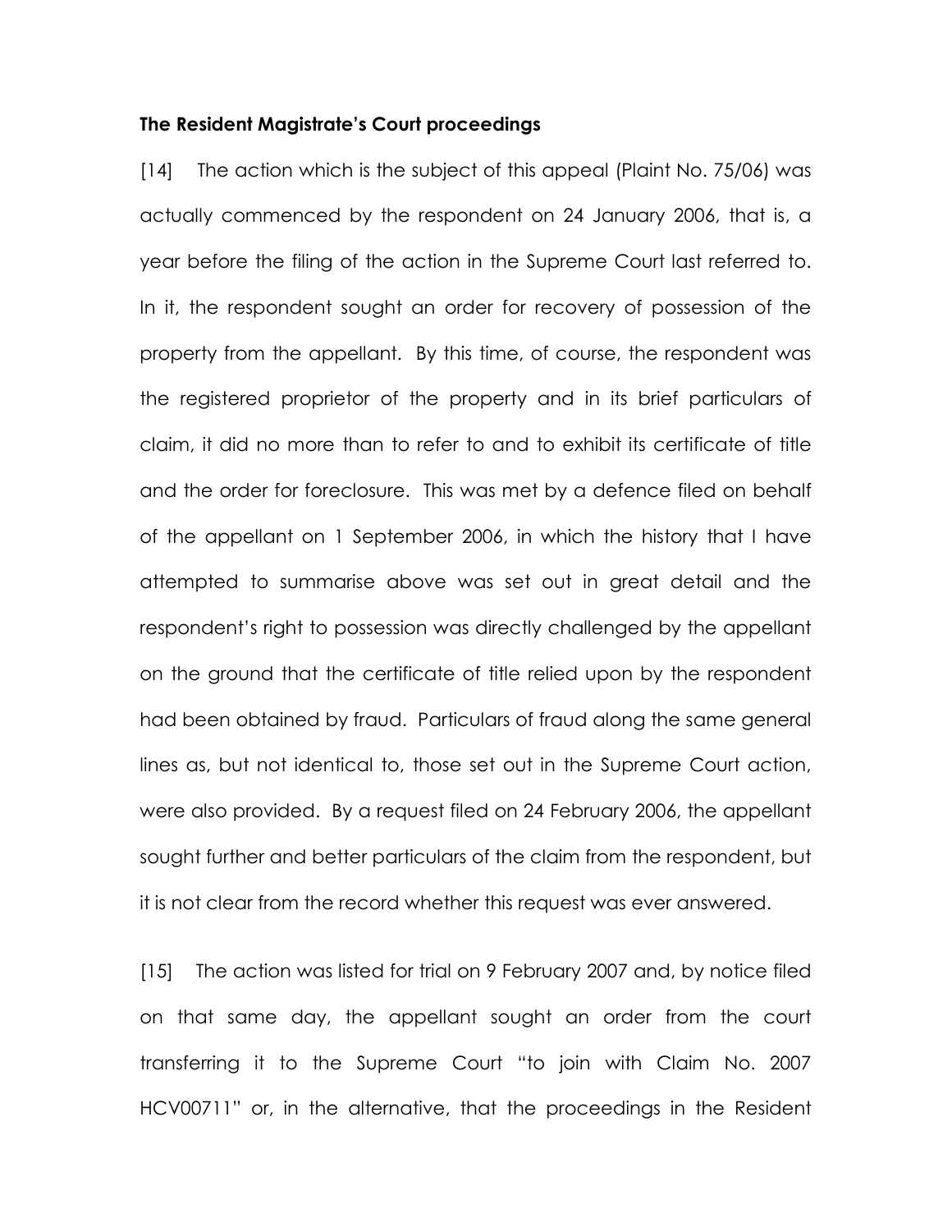**The Resident Magistrate's Court proceedings**

[14] The action which is the subject of this appeal (Plaint No. 75/06) was actually commenced by the respondent on 24 January 2006, that is, a year before the filing of the action in the Supreme Court last referred to. In it, the respondent sought an order for recovery of possession of the property from the appellant. By this time, of course, the respondent was the registered proprietor of the property and in its brief particulars of claim, it did no more than to refer to and to exhibit its certificate of title and the order for foreclosure. This was met by a defence filed on behalf of the appellant on 1 September 2006, in which the history that I have attempted to summarise above was set out in great detail and the respondent's right to possession was directly challenged by the appellant on the ground that the certificate of title relied upon by the respondent had been obtained by fraud. Particulars of fraud along the same general lines as, but not identical to, those set out in the Supreme Court action, were also provided. By a request filed on 24 February 2006, the appellant sought further and better particulars of the claim from the respondent, but it is not clear from the record whether this request was ever answered.

[15] The action was listed for trial on 9 February 2007 and, by notice filed on that same day, the appellant sought an order from the court transferring it to the Supreme Court "to join with Claim No. 2007 HCV00711" or, in the alternative, that the proceedings in the Resident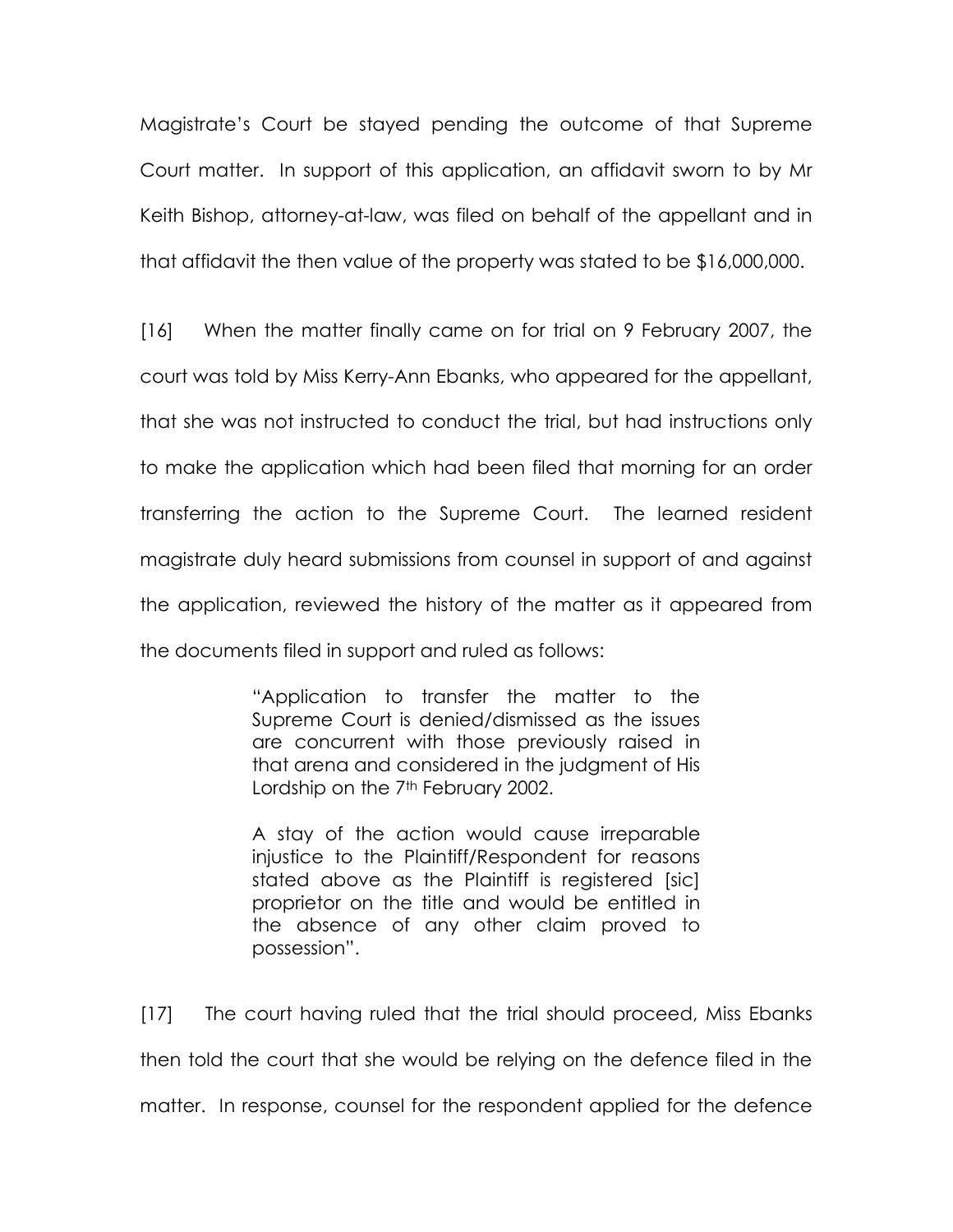Magistrate's Court be stayed pending the outcome of that Supreme Court matter. In support of this application, an affidavit sworn to by Mr Keith Bishop, attorney-at-law, was filed on behalf of the appellant and in that affidavit the then value of the property was stated to be $16,000,000.

[16] When the matter finally came on for trial on 9 February 2007, the court was told by Miss Kerry-Ann Ebanks, who appeared for the appellant, that she was not instructed to conduct the trial, but had instructions only to make the application which had been filed that morning for an order transferring the action to the Supreme Court. The learned resident magistrate duly heard submissions from counsel in support of and against the application, reviewed the history of the matter as it appeared from the documents filed in support and ruled as follows:

> "Application to transfer the matter to the Supreme Court is denied/dismissed as the issues are concurrent with those previously raised in that arena and considered in the judgment of His Lordship on the 7th February 2002.
>
> A stay of the action would cause irreparable injustice to the Plaintiff/Respondent for reasons stated above as the Plaintiff is registered [sic] proprietor on the title and would be entitled in the absence of any other claim proved to possession".

[17] The court having ruled that the trial should proceed, Miss Ebanks then told the court that she would be relying on the defence filed in the matter. In response, counsel for the respondent applied for the defence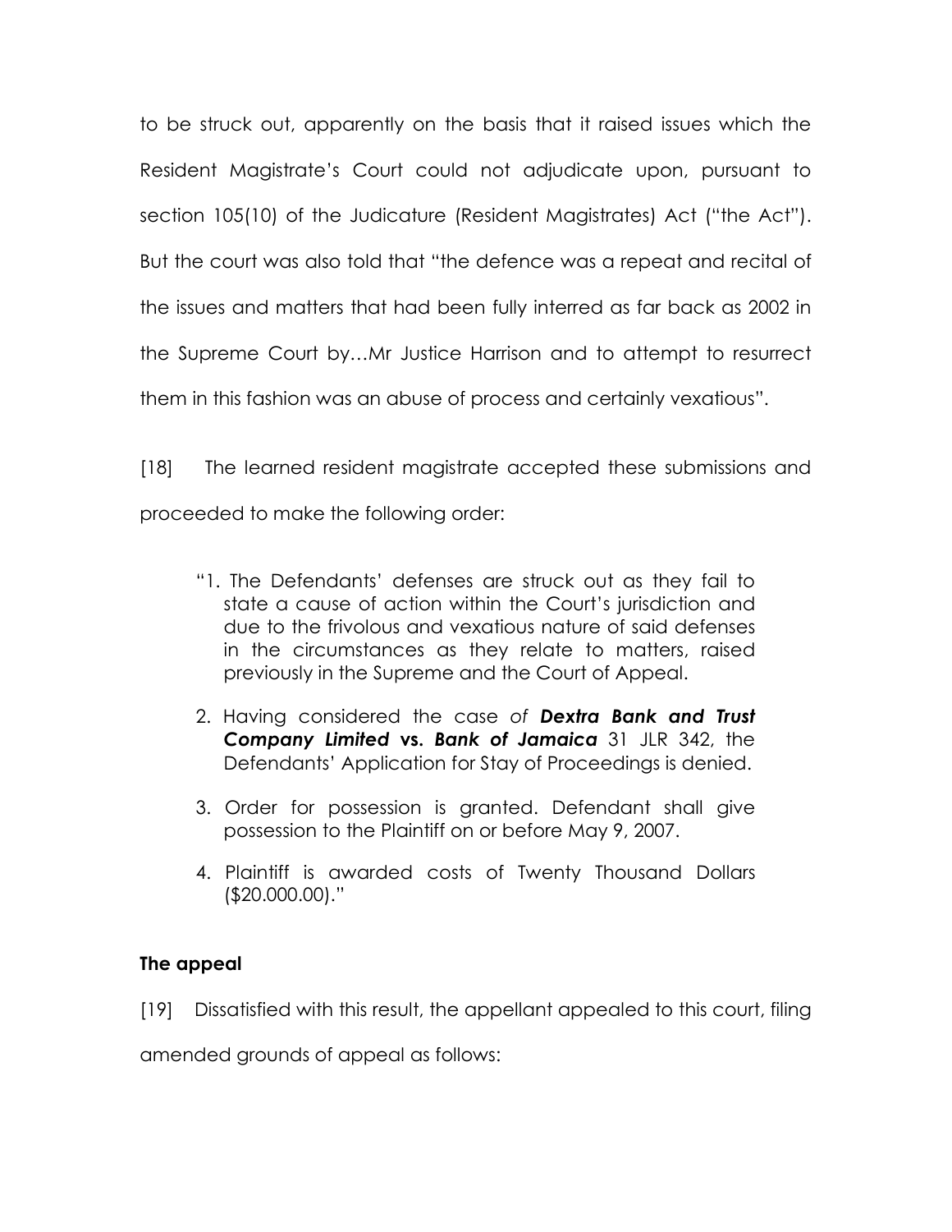to be struck out, apparently on the basis that it raised issues which the Resident Magistrate's Court could not adjudicate upon, pursuant to section 105(10) of the Judicature (Resident Magistrates) Act ("the Act"). But the court was also told that "the defence was a repeat and recital of the issues and matters that had been fully interred as far back as 2002 in the Supreme Court by…Mr Justice Harrison and to attempt to resurrect them in this fashion was an abuse of process and certainly vexatious".

[18] The learned resident magistrate accepted these submissions and proceeded to make the following order:

> "1. The Defendants' defenses are struck out as they fail to state a cause of action within the Court's jurisdiction and due to the frivolous and vexatious nature of said defenses in the circumstances as they relate to matters, raised previously in the Supreme and the Court of Appeal.
>
> 2. Having considered the case of ***Dextra Bank and Trust Company Limited* vs. *Bank of Jamaica*** 31 JLR 342, the Defendants' Application for Stay of Proceedings is denied.
>
> 3. Order for possession is granted. Defendant shall give possession to the Plaintiff on or before May 9, 2007.
>
> 4. Plaintiff is awarded costs of Twenty Thousand Dollars ($20.000.00)."

### The appeal

[19] Dissatisfied with this result, the appellant appealed to this court, filing amended grounds of appeal as follows: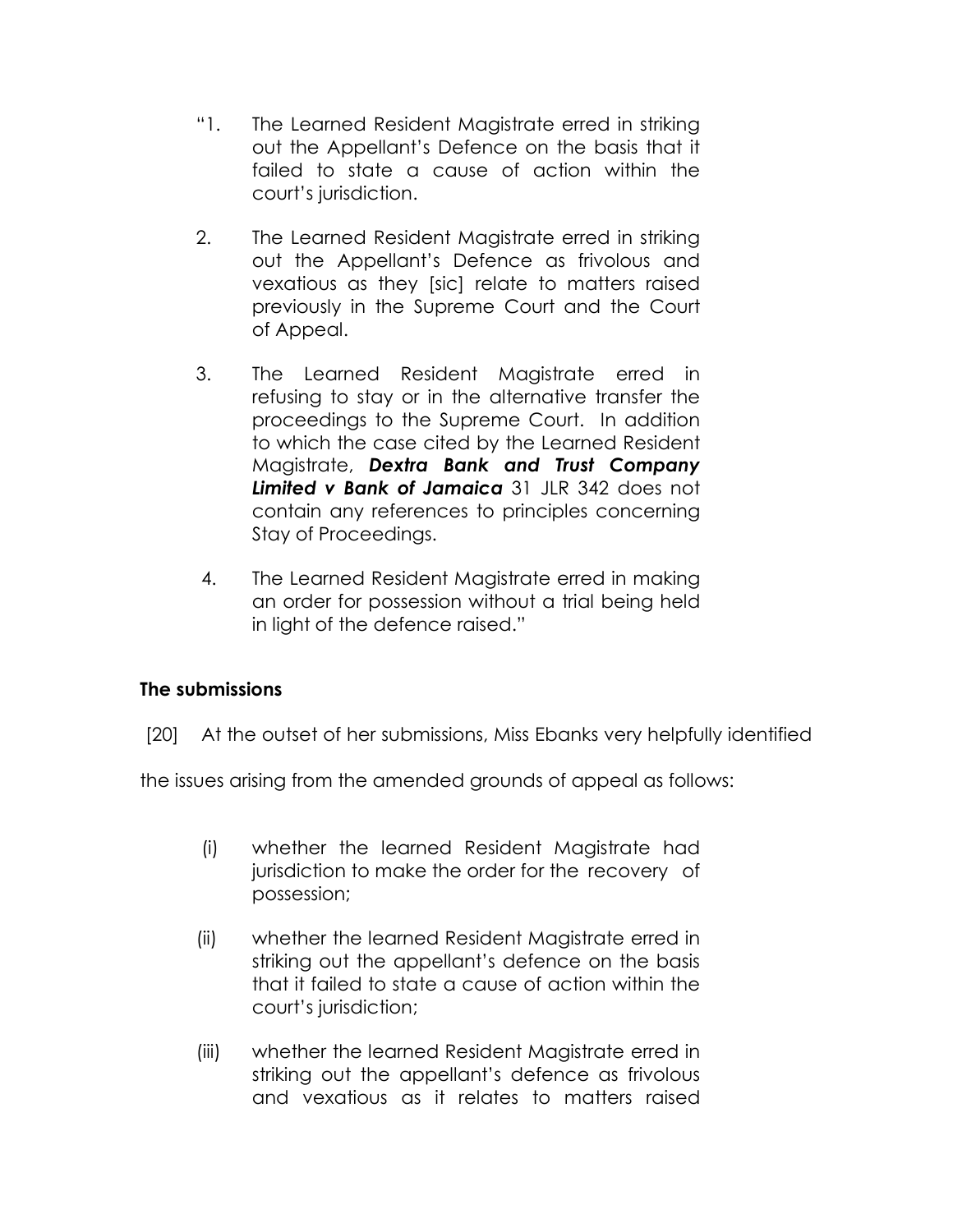"1. The Learned Resident Magistrate erred in striking out the Appellant's Defence on the basis that it failed to state a cause of action within the court's jurisdiction.

2. The Learned Resident Magistrate erred in striking out the Appellant's Defence as frivolous and vexatious as they [sic] relate to matters raised previously in the Supreme Court and the Court of Appeal.

3. The Learned Resident Magistrate erred in refusing to stay or in the alternative transfer the proceedings to the Supreme Court. In addition to which the case cited by the Learned Resident Magistrate, ***Dextra Bank and Trust Company Limited v Bank of Jamaica*** 31 JLR 342 does not contain any references to principles concerning Stay of Proceedings.

4. The Learned Resident Magistrate erred in making an order for possession without a trial being held in light of the defence raised."

**The submissions**

[20] At the outset of her submissions, Miss Ebanks very helpfully identified the issues arising from the amended grounds of appeal as follows:

(i) whether the learned Resident Magistrate had jurisdiction to make the order for the recovery of possession;

(ii) whether the learned Resident Magistrate erred in striking out the appellant's defence on the basis that it failed to state a cause of action within the court's jurisdiction;

(iii) whether the learned Resident Magistrate erred in striking out the appellant's defence as frivolous and vexatious as it relates to matters raised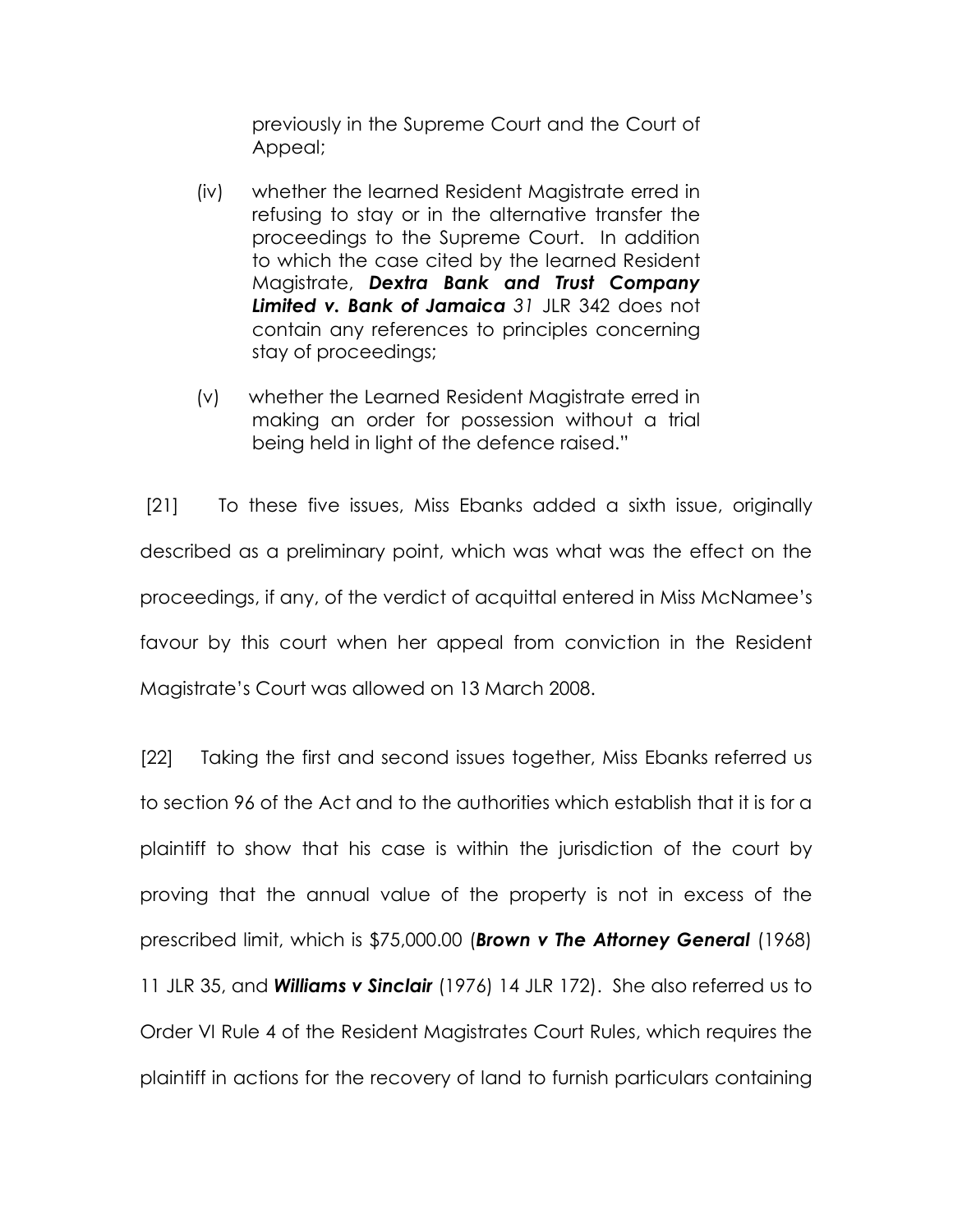previously in the Supreme Court and the Court of Appeal;

(iv) whether the learned Resident Magistrate erred in refusing to stay or in the alternative transfer the proceedings to the Supreme Court. In addition to which the case cited by the learned Resident Magistrate, ***Dextra Bank and Trust Company Limited v. Bank of Jamaica*** *31* JLR 342 does not contain any references to principles concerning stay of proceedings;

(v) whether the Learned Resident Magistrate erred in making an order for possession without a trial being held in light of the defence raised."

[21] To these five issues, Miss Ebanks added a sixth issue, originally described as a preliminary point, which was what was the effect on the proceedings, if any, of the verdict of acquittal entered in Miss McNamee's favour by this court when her appeal from conviction in the Resident Magistrate's Court was allowed on 13 March 2008.

[22] Taking the first and second issues together, Miss Ebanks referred us to section 96 of the Act and to the authorities which establish that it is for a plaintiff to show that his case is within the jurisdiction of the court by proving that the annual value of the property is not in excess of the prescribed limit, which is $75,000.00 (***Brown v The Attorney General*** (1968) 11 JLR 35, and ***Williams v Sinclair*** (1976) 14 JLR 172). She also referred us to Order VI Rule 4 of the Resident Magistrates Court Rules, which requires the plaintiff in actions for the recovery of land to furnish particulars containing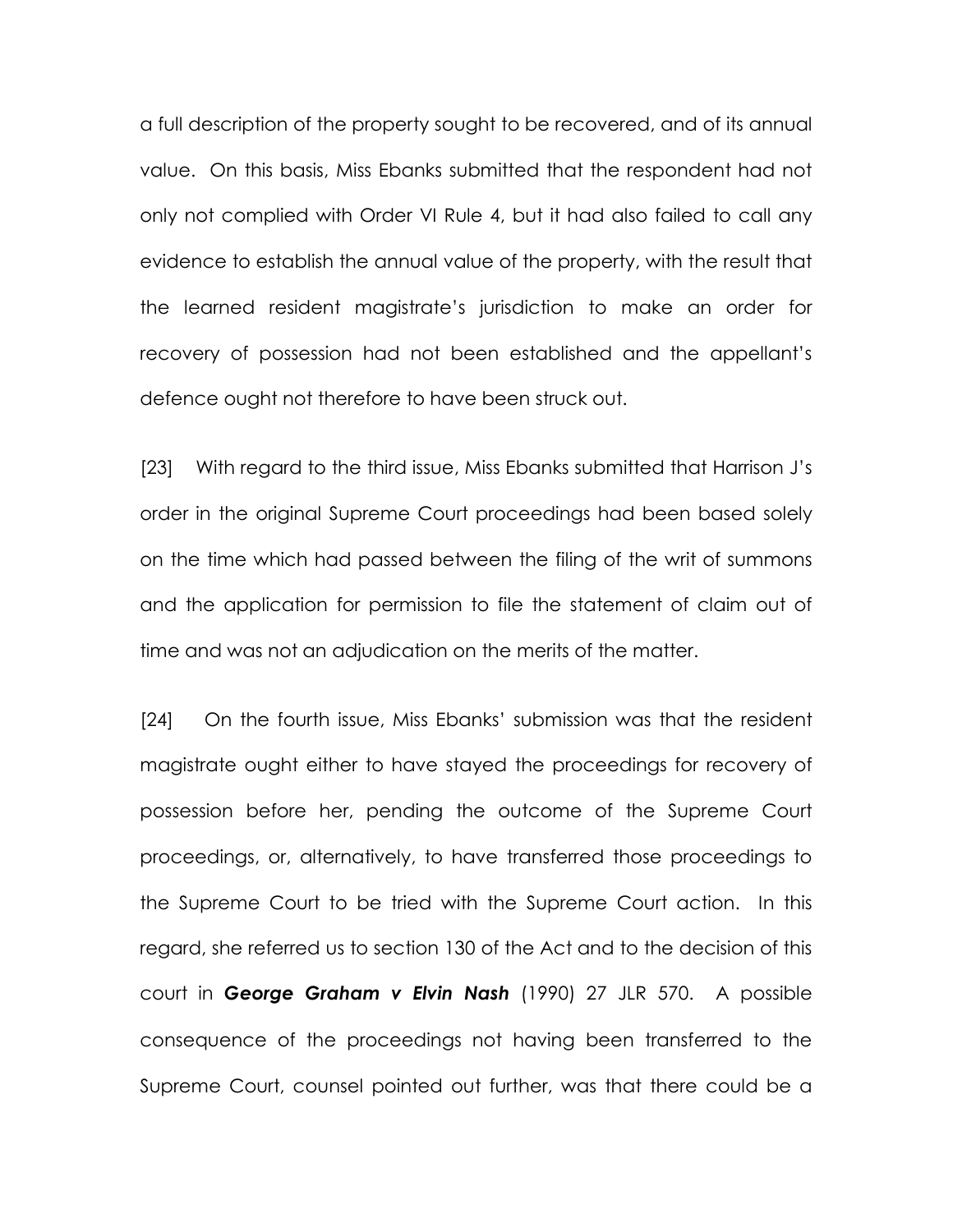a full description of the property sought to be recovered, and of its annual value. On this basis, Miss Ebanks submitted that the respondent had not only not complied with Order VI Rule 4, but it had also failed to call any evidence to establish the annual value of the property, with the result that the learned resident magistrate's jurisdiction to make an order for recovery of possession had not been established and the appellant's defence ought not therefore to have been struck out.

[23] With regard to the third issue, Miss Ebanks submitted that Harrison J's order in the original Supreme Court proceedings had been based solely on the time which had passed between the filing of the writ of summons and the application for permission to file the statement of claim out of time and was not an adjudication on the merits of the matter.

[24] On the fourth issue, Miss Ebanks' submission was that the resident magistrate ought either to have stayed the proceedings for recovery of possession before her, pending the outcome of the Supreme Court proceedings, or, alternatively, to have transferred those proceedings to the Supreme Court to be tried with the Supreme Court action. In this regard, she referred us to section 130 of the Act and to the decision of this court in ***George Graham v Elvin Nash*** (1990) 27 JLR 570. A possible consequence of the proceedings not having been transferred to the Supreme Court, counsel pointed out further, was that there could be a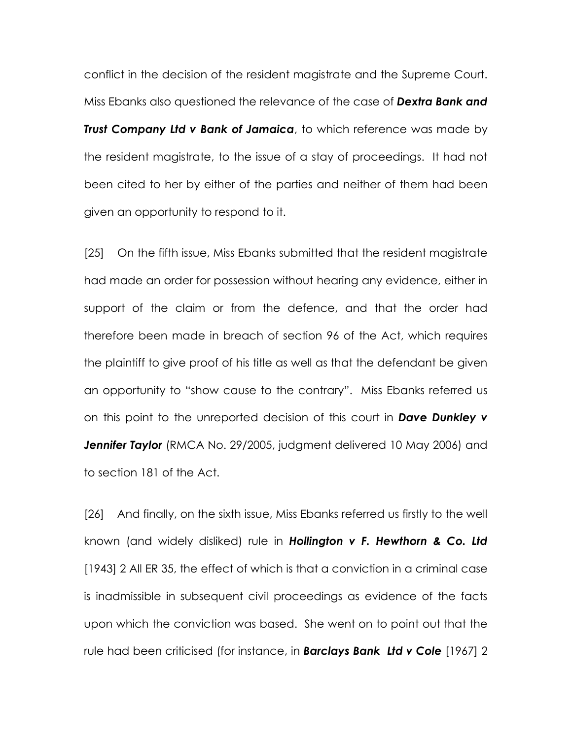conflict in the decision of the resident magistrate and the Supreme Court. Miss Ebanks also questioned the relevance of the case of ***Dextra Bank and Trust Company Ltd v Bank of Jamaica***, to which reference was made by the resident magistrate, to the issue of a stay of proceedings. It had not been cited to her by either of the parties and neither of them had been given an opportunity to respond to it.

[25] On the fifth issue, Miss Ebanks submitted that the resident magistrate had made an order for possession without hearing any evidence, either in support of the claim or from the defence, and that the order had therefore been made in breach of section 96 of the Act, which requires the plaintiff to give proof of his title as well as that the defendant be given an opportunity to "show cause to the contrary". Miss Ebanks referred us on this point to the unreported decision of this court in ***Dave Dunkley v Jennifer Taylor*** (RMCA No. 29/2005, judgment delivered 10 May 2006) and to section 181 of the Act.

[26] And finally, on the sixth issue, Miss Ebanks referred us firstly to the well known (and widely disliked) rule in ***Hollington v F. Hewthorn & Co. Ltd*** [1943] 2 All ER 35, the effect of which is that a conviction in a criminal case is inadmissible in subsequent civil proceedings as evidence of the facts upon which the conviction was based. She went on to point out that the rule had been criticised (for instance, in ***Barclays Bank Ltd v Cole*** [1967] 2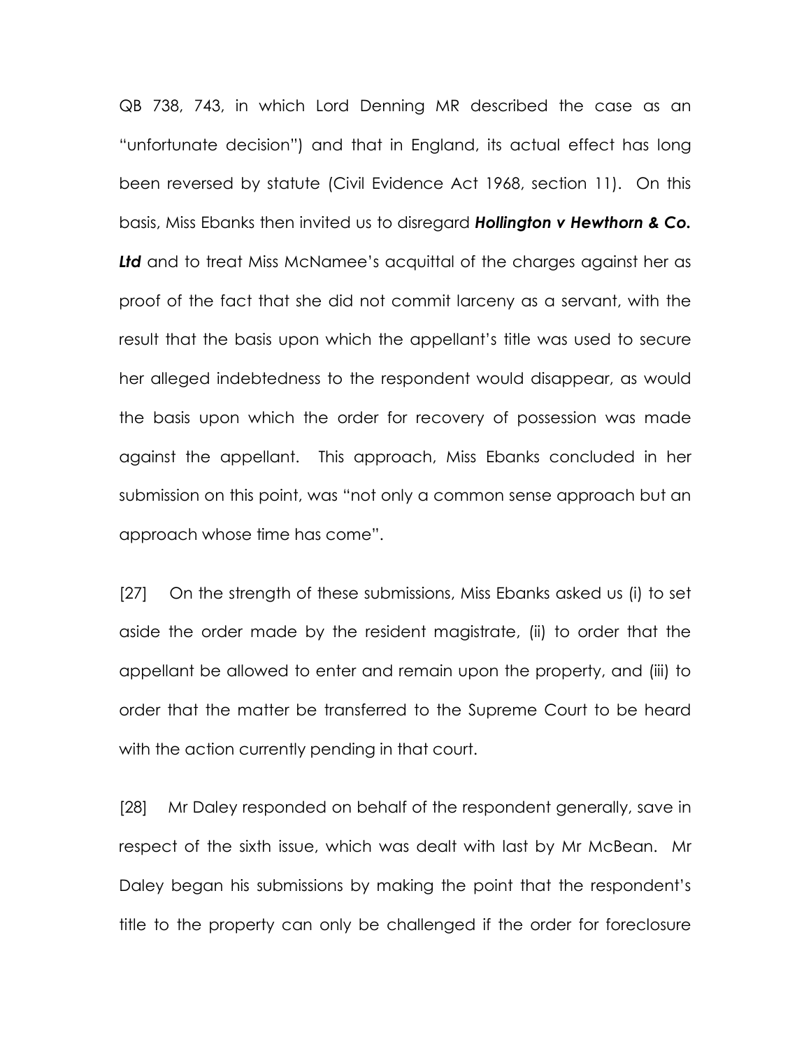QB 738, 743, in which Lord Denning MR described the case as an "unfortunate decision") and that in England, its actual effect has long been reversed by statute (Civil Evidence Act 1968, section 11). On this basis, Miss Ebanks then invited us to disregard ***Hollington v Hewthorn & Co. Ltd*** and to treat Miss McNamee's acquittal of the charges against her as proof of the fact that she did not commit larceny as a servant, with the result that the basis upon which the appellant's title was used to secure her alleged indebtedness to the respondent would disappear, as would the basis upon which the order for recovery of possession was made against the appellant. This approach, Miss Ebanks concluded in her submission on this point, was "not only a common sense approach but an approach whose time has come".

[27] On the strength of these submissions, Miss Ebanks asked us (i) to set aside the order made by the resident magistrate, (ii) to order that the appellant be allowed to enter and remain upon the property, and (iii) to order that the matter be transferred to the Supreme Court to be heard with the action currently pending in that court.

[28] Mr Daley responded on behalf of the respondent generally, save in respect of the sixth issue, which was dealt with last by Mr McBean. Mr Daley began his submissions by making the point that the respondent's title to the property can only be challenged if the order for foreclosure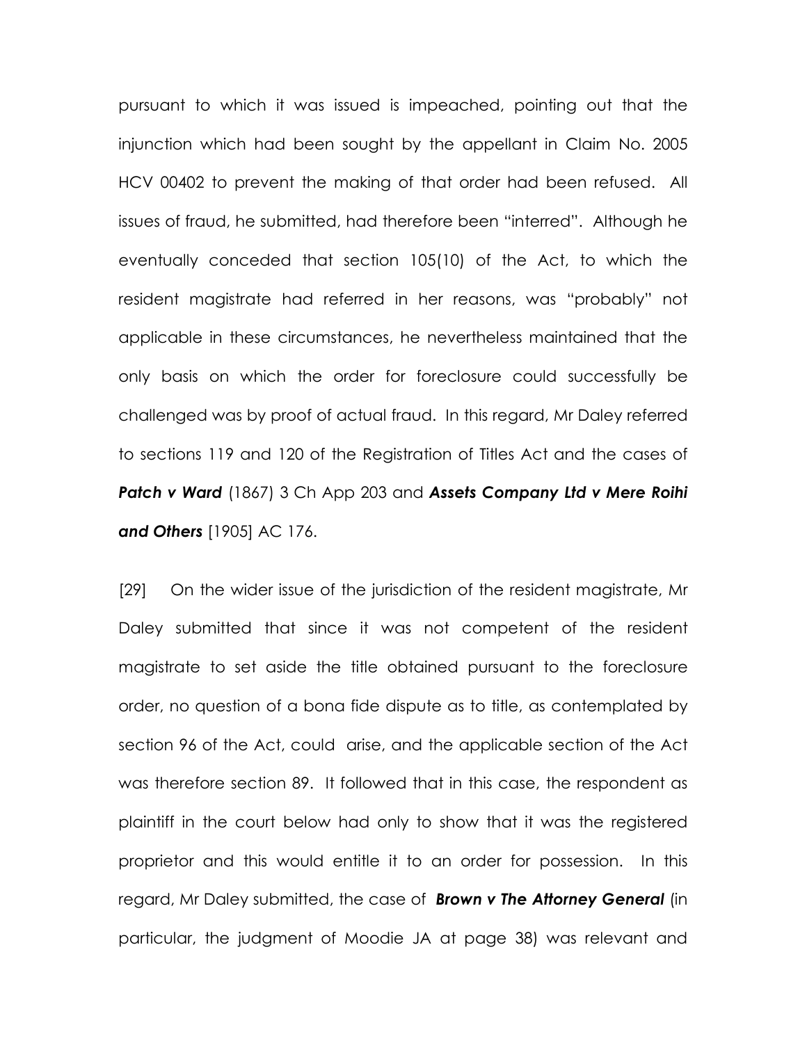pursuant to which it was issued is impeached, pointing out that the injunction which had been sought by the appellant in Claim No. 2005 HCV 00402 to prevent the making of that order had been refused. All issues of fraud, he submitted, had therefore been "interred". Although he eventually conceded that section 105(10) of the Act, to which the resident magistrate had referred in her reasons, was "probably" not applicable in these circumstances, he nevertheless maintained that the only basis on which the order for foreclosure could successfully be challenged was by proof of actual fraud. In this regard, Mr Daley referred to sections 119 and 120 of the Registration of Titles Act and the cases of ***Patch v Ward*** (1867) 3 Ch App 203 and ***Assets Company Ltd v Mere Roihi and Others*** [1905] AC 176.

[29] On the wider issue of the jurisdiction of the resident magistrate, Mr Daley submitted that since it was not competent of the resident magistrate to set aside the title obtained pursuant to the foreclosure order, no question of a bona fide dispute as to title, as contemplated by section 96 of the Act, could arise, and the applicable section of the Act was therefore section 89. It followed that in this case, the respondent as plaintiff in the court below had only to show that it was the registered proprietor and this would entitle it to an order for possession. In this regard, Mr Daley submitted, the case of ***Brown v The Attorney General*** (in particular, the judgment of Moodie JA at page 38) was relevant and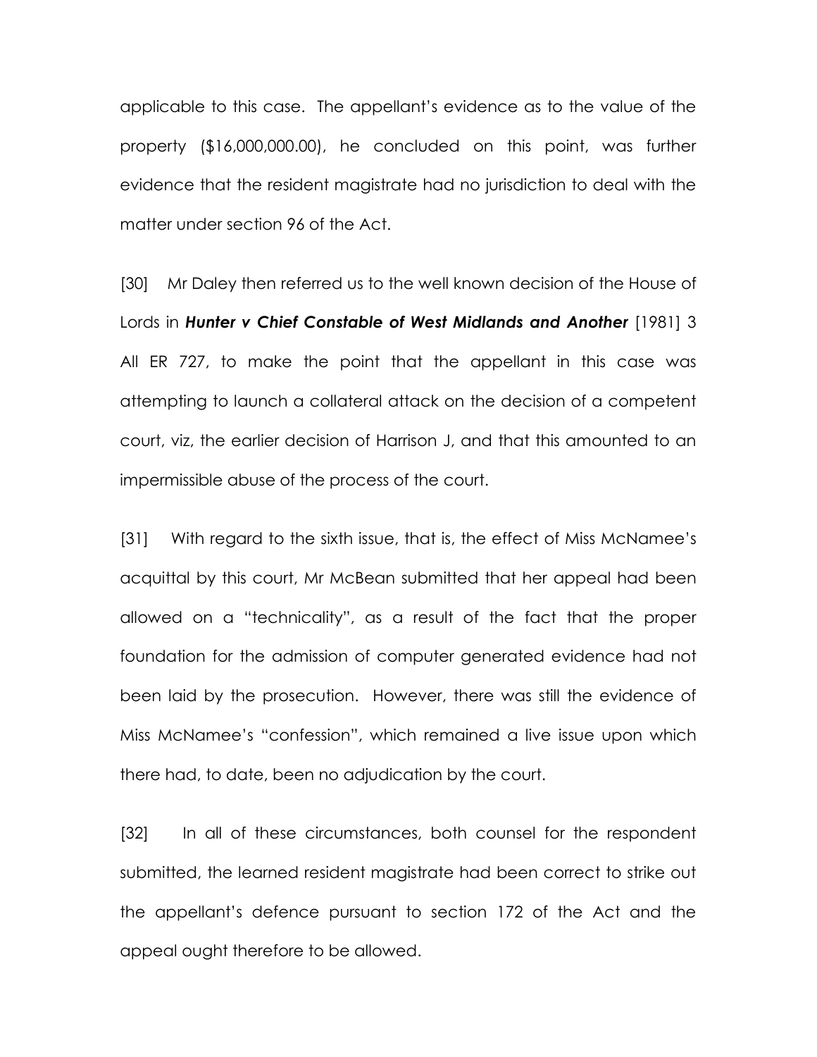applicable to this case. The appellant's evidence as to the value of the property ($16,000,000.00), he concluded on this point, was further evidence that the resident magistrate had no jurisdiction to deal with the matter under section 96 of the Act.

[30] Mr Daley then referred us to the well known decision of the House of Lords in ***Hunter v Chief Constable of West Midlands and Another*** [1981] 3 All ER 727, to make the point that the appellant in this case was attempting to launch a collateral attack on the decision of a competent court, viz, the earlier decision of Harrison J, and that this amounted to an impermissible abuse of the process of the court.

[31] With regard to the sixth issue, that is, the effect of Miss McNamee's acquittal by this court, Mr McBean submitted that her appeal had been allowed on a "technicality", as a result of the fact that the proper foundation for the admission of computer generated evidence had not been laid by the prosecution. However, there was still the evidence of Miss McNamee's "confession", which remained a live issue upon which there had, to date, been no adjudication by the court.

[32] In all of these circumstances, both counsel for the respondent submitted, the learned resident magistrate had been correct to strike out the appellant's defence pursuant to section 172 of the Act and the appeal ought therefore to be allowed.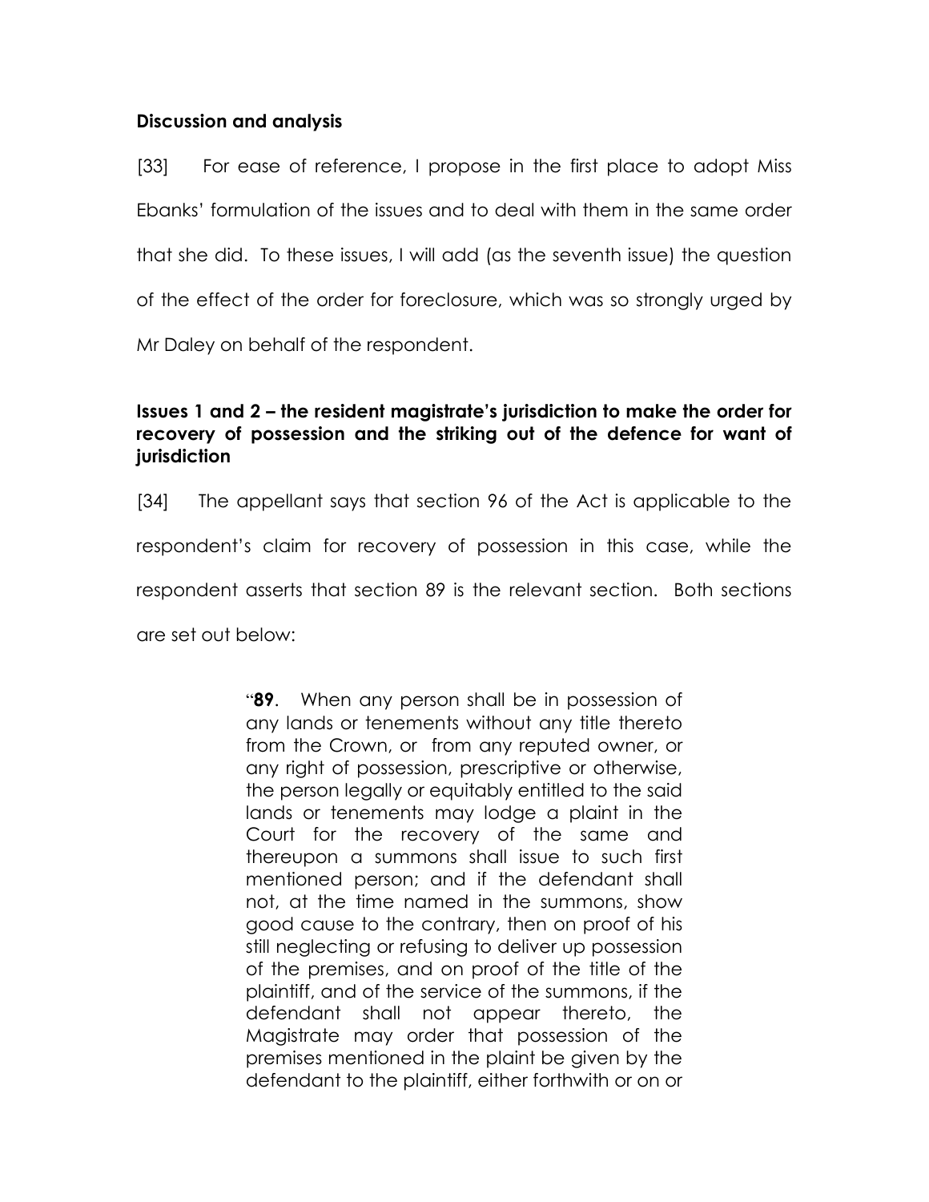**Discussion and analysis**

[33] For ease of reference, I propose in the first place to adopt Miss Ebanks' formulation of the issues and to deal with them in the same order that she did. To these issues, I will add (as the seventh issue) the question of the effect of the order for foreclosure, which was so strongly urged by Mr Daley on behalf of the respondent.

**Issues 1 and 2 – the resident magistrate's jurisdiction to make the order for recovery of possession and the striking out of the defence for want of jurisdiction**

[34] The appellant says that section 96 of the Act is applicable to the respondent's claim for recovery of possession in this case, while the respondent asserts that section 89 is the relevant section. Both sections are set out below:

> "**89**. When any person shall be in possession of any lands or tenements without any title thereto from the Crown, or from any reputed owner, or any right of possession, prescriptive or otherwise, the person legally or equitably entitled to the said lands or tenements may lodge a plaint in the Court for the recovery of the same and thereupon a summons shall issue to such first mentioned person; and if the defendant shall not, at the time named in the summons, show good cause to the contrary, then on proof of his still neglecting or refusing to deliver up possession of the premises, and on proof of the title of the plaintiff, and of the service of the summons, if the defendant shall not appear thereto, the Magistrate may order that possession of the premises mentioned in the plaint be given by the defendant to the plaintiff, either forthwith or on or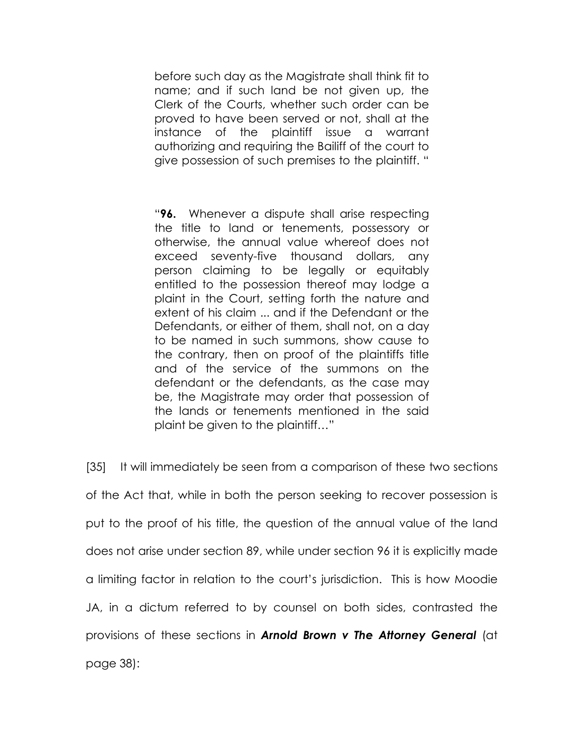> before such day as the Magistrate shall think fit to name; and if such land be not given up, the Clerk of the Courts, whether such order can be proved to have been served or not, shall at the instance of the plaintiff issue a warrant authorizing and requiring the Bailiff of the court to give possession of such premises to the plaintiff. "

> "**96.** Whenever a dispute shall arise respecting the title to land or tenements, possessory or otherwise, the annual value whereof does not exceed seventy-five thousand dollars, any person claiming to be legally or equitably entitled to the possession thereof may lodge a plaint in the Court, setting forth the nature and extent of his claim ... and if the Defendant or the Defendants, or either of them, shall not, on a day to be named in such summons, show cause to the contrary, then on proof of the plaintiffs title and of the service of the summons on the defendant or the defendants, as the case may be, the Magistrate may order that possession of the lands or tenements mentioned in the said plaint be given to the plaintiff…"

[35] It will immediately be seen from a comparison of these two sections of the Act that, while in both the person seeking to recover possession is put to the proof of his title, the question of the annual value of the land does not arise under section 89, while under section 96 it is explicitly made a limiting factor in relation to the court's jurisdiction. This is how Moodie JA, in a dictum referred to by counsel on both sides, contrasted the provisions of these sections in ***Arnold Brown v The Attorney General*** (at page 38):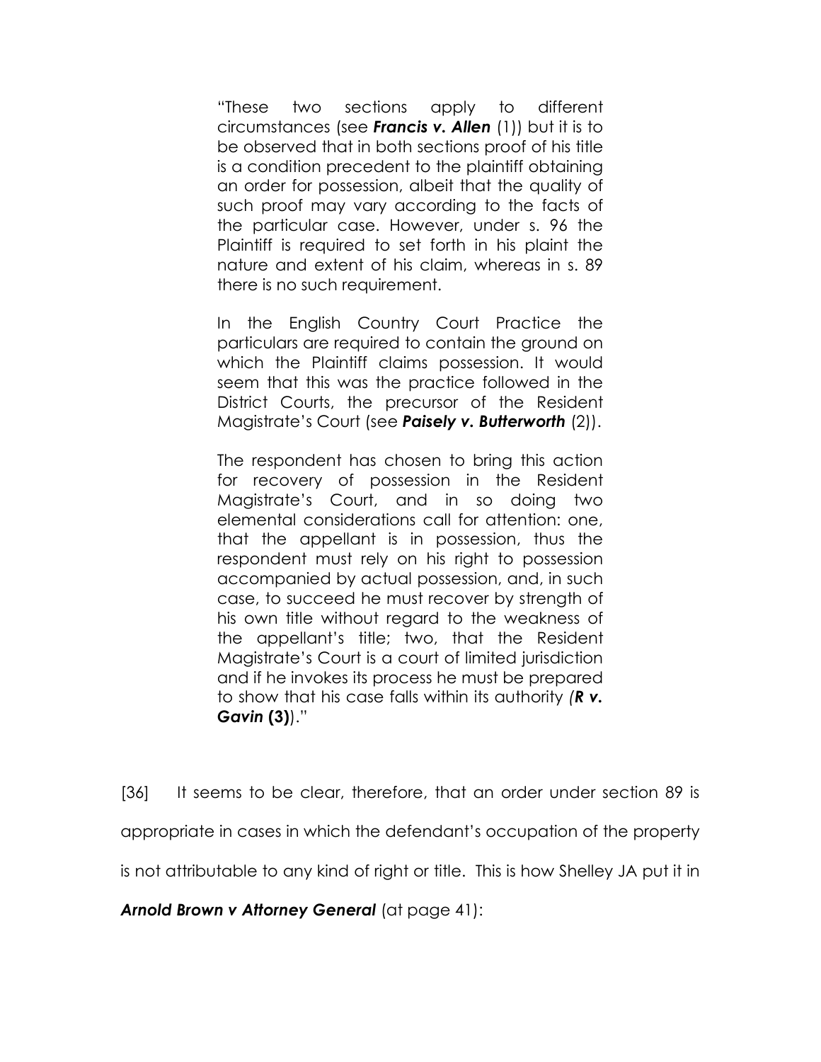> "These two sections apply to different circumstances (see ***Francis v. Allen*** (1)) but it is to be observed that in both sections proof of his title is a condition precedent to the plaintiff obtaining an order for possession, albeit that the quality of such proof may vary according to the facts of the particular case. However, under s. 96 the Plaintiff is required to set forth in his plaint the nature and extent of his claim, whereas in s. 89 there is no such requirement.
>
> In the English Country Court Practice the particulars are required to contain the ground on which the Plaintiff claims possession. It would seem that this was the practice followed in the District Courts, the precursor of the Resident Magistrate's Court (see ***Paisely v. Butterworth*** (2)).
>
> The respondent has chosen to bring this action for recovery of possession in the Resident Magistrate's Court, and in so doing two elemental considerations call for attention: one, that the appellant is in possession, thus the respondent must rely on his right to possession accompanied by actual possession, and, in such case, to succeed he must recover by strength of his own title without regard to the weakness of the appellant's title; two, that the Resident Magistrate's Court is a court of limited jurisdiction and if he invokes its process he must be prepared to show that his case falls within its authority ***(R v. Gavin* (3)**)."

[36] It seems to be clear, therefore, that an order under section 89 is appropriate in cases in which the defendant's occupation of the property is not attributable to any kind of right or title. This is how Shelley JA put it in ***Arnold Brown v Attorney General*** (at page 41):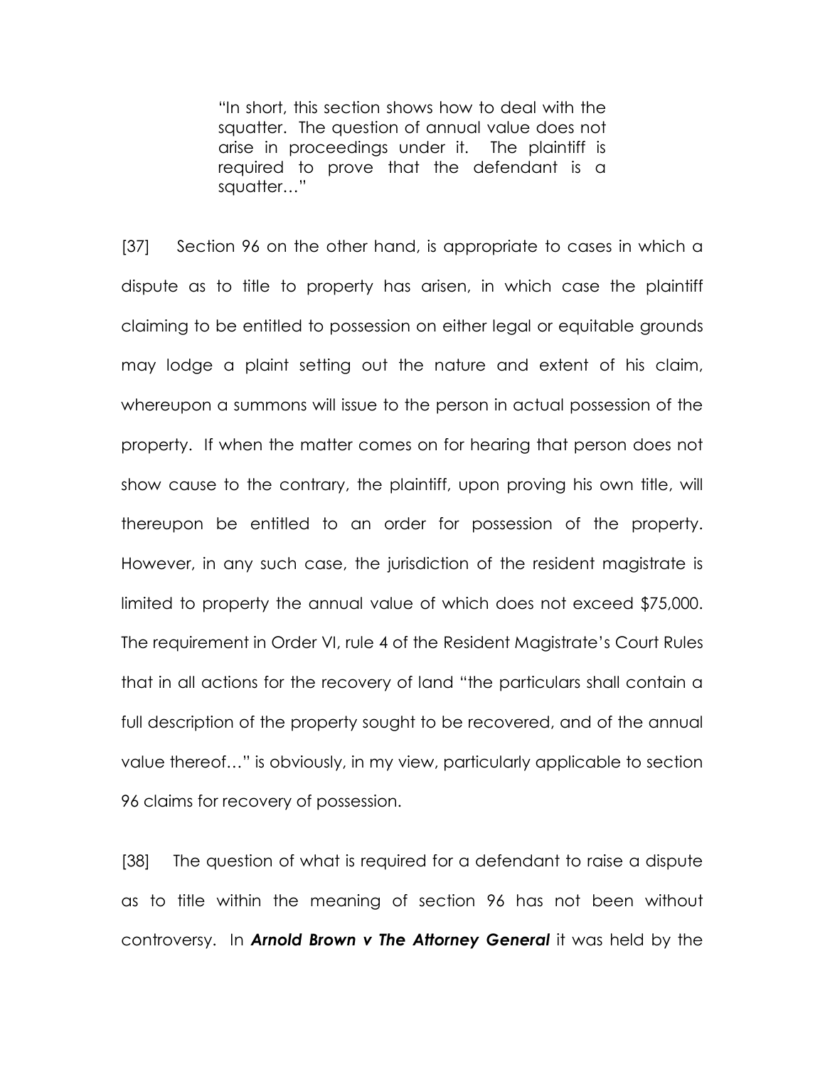> "In short, this section shows how to deal with the squatter. The question of annual value does not arise in proceedings under it. The plaintiff is required to prove that the defendant is a squatter…"

[37] Section 96 on the other hand, is appropriate to cases in which a dispute as to title to property has arisen, in which case the plaintiff claiming to be entitled to possession on either legal or equitable grounds may lodge a plaint setting out the nature and extent of his claim, whereupon a summons will issue to the person in actual possession of the property. If when the matter comes on for hearing that person does not show cause to the contrary, the plaintiff, upon proving his own title, will thereupon be entitled to an order for possession of the property. However, in any such case, the jurisdiction of the resident magistrate is limited to property the annual value of which does not exceed $75,000. The requirement in Order VI, rule 4 of the Resident Magistrate's Court Rules that in all actions for the recovery of land "the particulars shall contain a full description of the property sought to be recovered, and of the annual value thereof…" is obviously, in my view, particularly applicable to section 96 claims for recovery of possession.

[38] The question of what is required for a defendant to raise a dispute as to title within the meaning of section 96 has not been without controversy. In ***Arnold Brown v The Attorney General*** it was held by the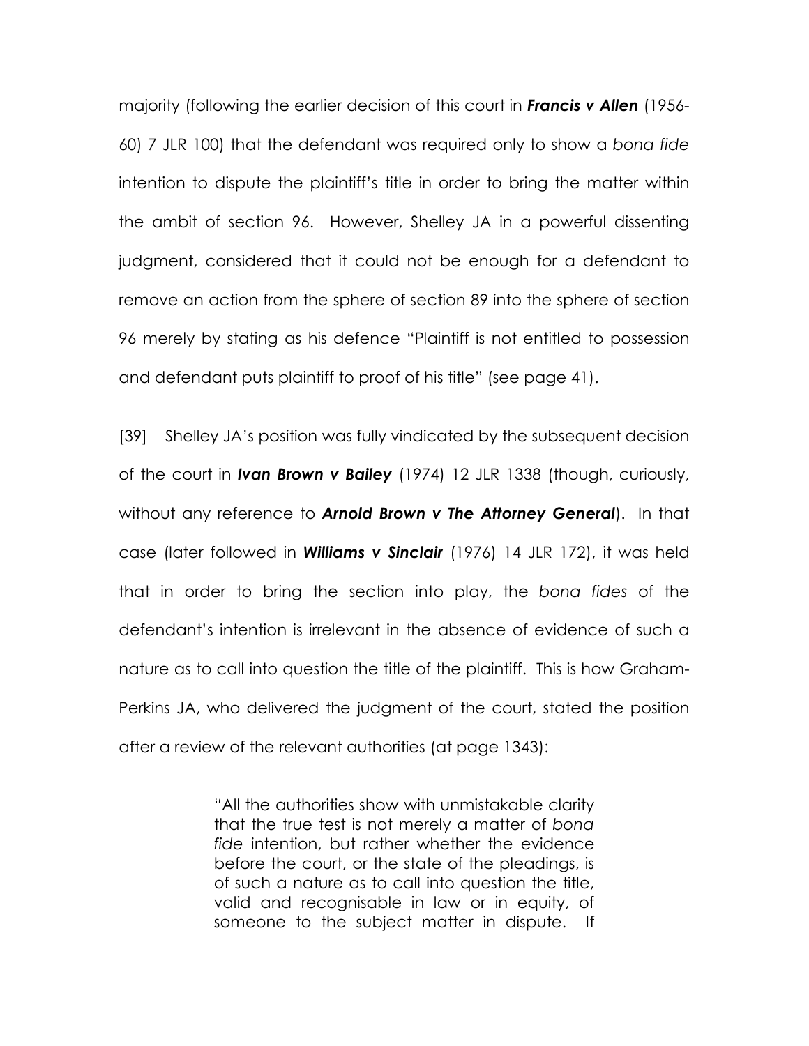majority (following the earlier decision of this court in ***Francis v Allen*** (1956-60) 7 JLR 100) that the defendant was required only to show a *bona fide* intention to dispute the plaintiff's title in order to bring the matter within the ambit of section 96. However, Shelley JA in a powerful dissenting judgment, considered that it could not be enough for a defendant to remove an action from the sphere of section 89 into the sphere of section 96 merely by stating as his defence "Plaintiff is not entitled to possession and defendant puts plaintiff to proof of his title" (see page 41).

[39] Shelley JA's position was fully vindicated by the subsequent decision of the court in ***Ivan Brown v Bailey*** (1974) 12 JLR 1338 (though, curiously, without any reference to ***Arnold Brown v The Attorney General***). In that case (later followed in ***Williams v Sinclair*** (1976) 14 JLR 172), it was held that in order to bring the section into play, the *bona fides* of the defendant's intention is irrelevant in the absence of evidence of such a nature as to call into question the title of the plaintiff. This is how Graham-Perkins JA, who delivered the judgment of the court, stated the position after a review of the relevant authorities (at page 1343):

> "All the authorities show with unmistakable clarity that the true test is not merely a matter of *bona fide* intention, but rather whether the evidence before the court, or the state of the pleadings, is of such a nature as to call into question the title, valid and recognisable in law or in equity, of someone to the subject matter in dispute. If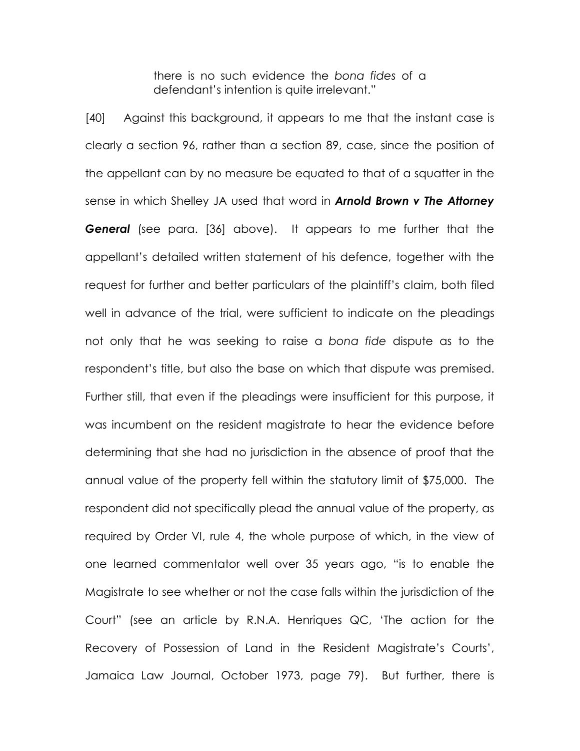> there is no such evidence the *bona fides* of a defendant's intention is quite irrelevant."

[40] Against this background, it appears to me that the instant case is clearly a section 96, rather than a section 89, case, since the position of the appellant can by no measure be equated to that of a squatter in the sense in which Shelley JA used that word in ***Arnold Brown v The Attorney General*** (see para. [36] above). It appears to me further that the appellant's detailed written statement of his defence, together with the request for further and better particulars of the plaintiff's claim, both filed well in advance of the trial, were sufficient to indicate on the pleadings not only that he was seeking to raise a *bona fide* dispute as to the respondent's title, but also the base on which that dispute was premised. Further still, that even if the pleadings were insufficient for this purpose, it was incumbent on the resident magistrate to hear the evidence before determining that she had no jurisdiction in the absence of proof that the annual value of the property fell within the statutory limit of $75,000. The respondent did not specifically plead the annual value of the property, as required by Order VI, rule 4, the whole purpose of which, in the view of one learned commentator well over 35 years ago, "is to enable the Magistrate to see whether or not the case falls within the jurisdiction of the Court" (see an article by R.N.A. Henriques QC, 'The action for the Recovery of Possession of Land in the Resident Magistrate's Courts', Jamaica Law Journal, October 1973, page 79). But further, there is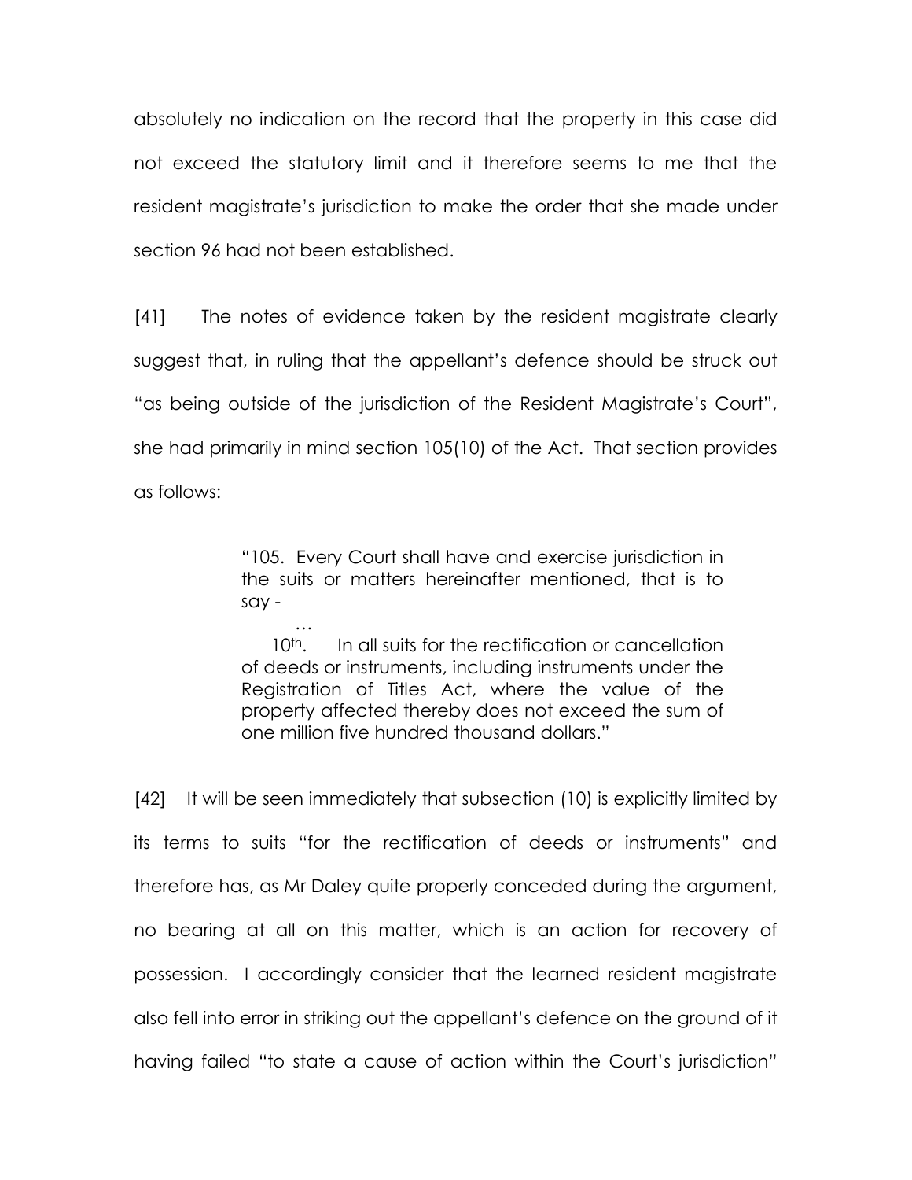absolutely no indication on the record that the property in this case did not exceed the statutory limit and it therefore seems to me that the resident magistrate's jurisdiction to make the order that she made under section 96 had not been established.

[41] The notes of evidence taken by the resident magistrate clearly suggest that, in ruling that the appellant's defence should be struck out "as being outside of the jurisdiction of the Resident Magistrate's Court", she had primarily in mind section 105(10) of the Act. That section provides as follows:

> "105. Every Court shall have and exercise jurisdiction in the suits or matters hereinafter mentioned, that is to say -
>
> …
>
> 10th. In all suits for the rectification or cancellation of deeds or instruments, including instruments under the Registration of Titles Act, where the value of the property affected thereby does not exceed the sum of one million five hundred thousand dollars."

[42] It will be seen immediately that subsection (10) is explicitly limited by its terms to suits "for the rectification of deeds or instruments" and therefore has, as Mr Daley quite properly conceded during the argument, no bearing at all on this matter, which is an action for recovery of possession. I accordingly consider that the learned resident magistrate also fell into error in striking out the appellant's defence on the ground of it having failed "to state a cause of action within the Court's jurisdiction"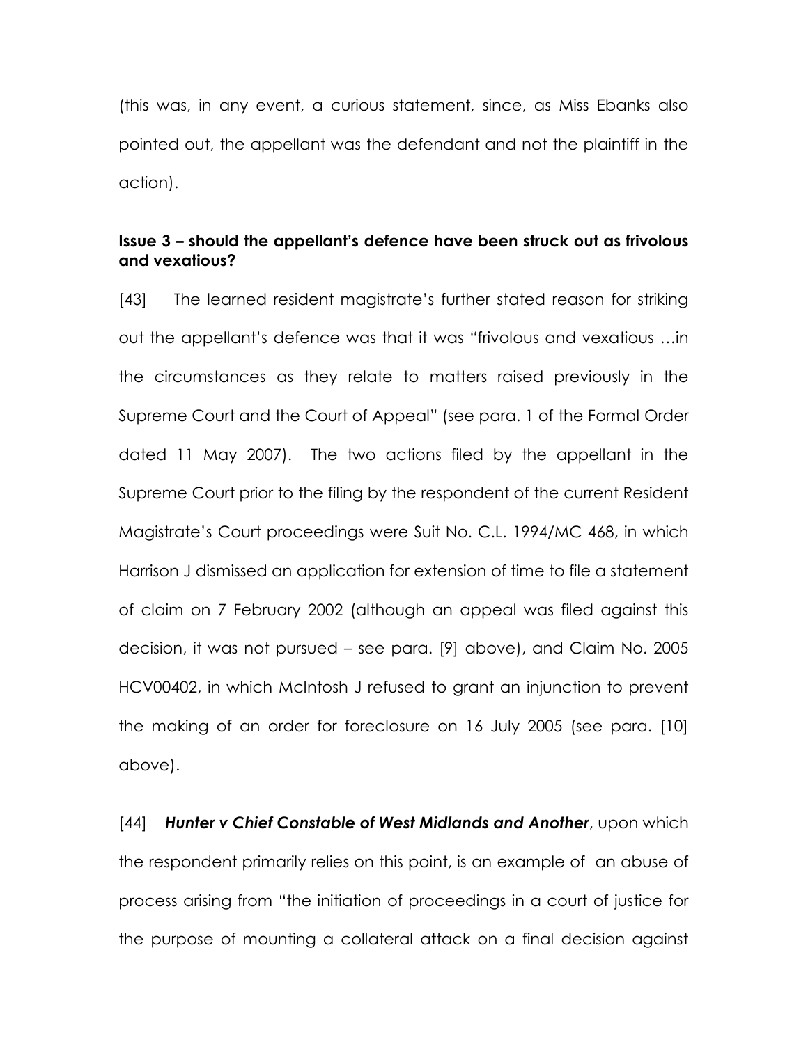(this was, in any event, a curious statement, since, as Miss Ebanks also pointed out, the appellant was the defendant and not the plaintiff in the action).

**Issue 3 – should the appellant's defence have been struck out as frivolous and vexatious?**

[43] The learned resident magistrate's further stated reason for striking out the appellant's defence was that it was "frivolous and vexatious …in the circumstances as they relate to matters raised previously in the Supreme Court and the Court of Appeal" (see para. 1 of the Formal Order dated 11 May 2007). The two actions filed by the appellant in the Supreme Court prior to the filing by the respondent of the current Resident Magistrate's Court proceedings were Suit No. C.L. 1994/MC 468, in which Harrison J dismissed an application for extension of time to file a statement of claim on 7 February 2002 (although an appeal was filed against this decision, it was not pursued – see para. [9] above), and Claim No. 2005 HCV00402, in which McIntosh J refused to grant an injunction to prevent the making of an order for foreclosure on 16 July 2005 (see para. [10] above).

[44] ***Hunter v Chief Constable of West Midlands and Another***, upon which the respondent primarily relies on this point, is an example of an abuse of process arising from "the initiation of proceedings in a court of justice for the purpose of mounting a collateral attack on a final decision against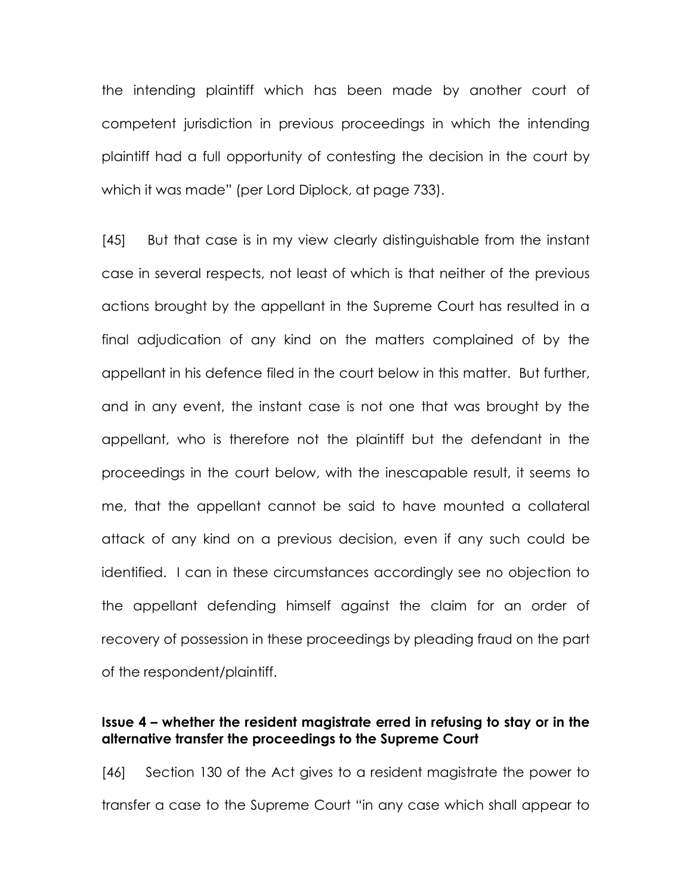the intending plaintiff which has been made by another court of competent jurisdiction in previous proceedings in which the intending plaintiff had a full opportunity of contesting the decision in the court by which it was made" (per Lord Diplock, at page 733).

[45] But that case is in my view clearly distinguishable from the instant case in several respects, not least of which is that neither of the previous actions brought by the appellant in the Supreme Court has resulted in a final adjudication of any kind on the matters complained of by the appellant in his defence filed in the court below in this matter. But further, and in any event, the instant case is not one that was brought by the appellant, who is therefore not the plaintiff but the defendant in the proceedings in the court below, with the inescapable result, it seems to me, that the appellant cannot be said to have mounted a collateral attack of any kind on a previous decision, even if any such could be identified. I can in these circumstances accordingly see no objection to the appellant defending himself against the claim for an order of recovery of possession in these proceedings by pleading fraud on the part of the respondent/plaintiff.

**Issue 4 – whether the resident magistrate erred in refusing to stay or in the alternative transfer the proceedings to the Supreme Court**

[46] Section 130 of the Act gives to a resident magistrate the power to transfer a case to the Supreme Court "in any case which shall appear to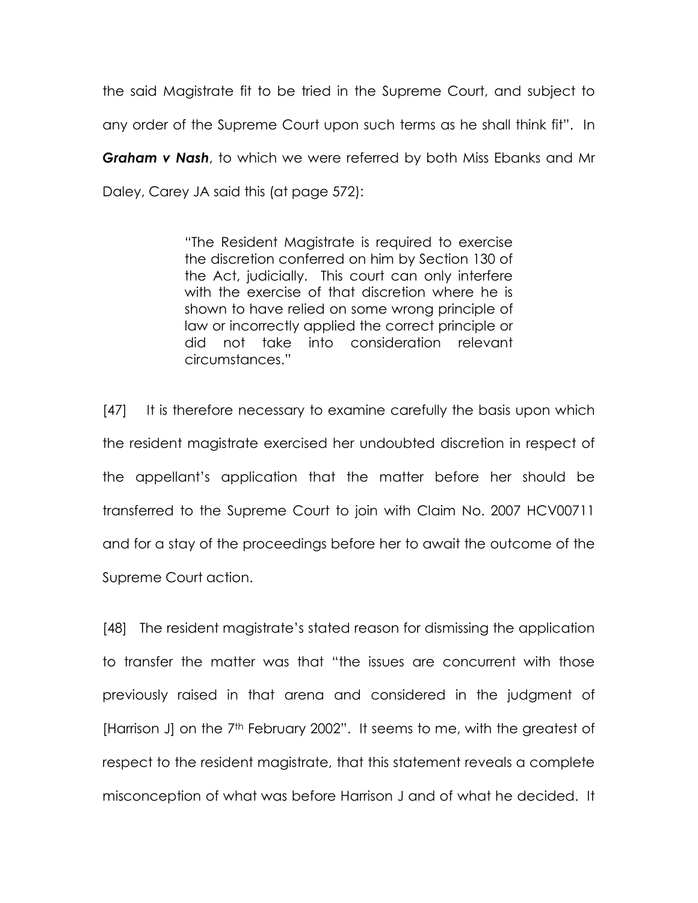the said Magistrate fit to be tried in the Supreme Court, and subject to any order of the Supreme Court upon such terms as he shall think fit". In ***Graham v Nash***, to which we were referred by both Miss Ebanks and Mr Daley, Carey JA said this (at page 572):

> "The Resident Magistrate is required to exercise the discretion conferred on him by Section 130 of the Act, judicially. This court can only interfere with the exercise of that discretion where he is shown to have relied on some wrong principle of law or incorrectly applied the correct principle or did not take into consideration relevant circumstances."

[47] It is therefore necessary to examine carefully the basis upon which the resident magistrate exercised her undoubted discretion in respect of the appellant's application that the matter before her should be transferred to the Supreme Court to join with Claim No. 2007 HCV00711 and for a stay of the proceedings before her to await the outcome of the Supreme Court action.

[48] The resident magistrate's stated reason for dismissing the application to transfer the matter was that "the issues are concurrent with those previously raised in that arena and considered in the judgment of [Harrison J] on the 7th February 2002". It seems to me, with the greatest of respect to the resident magistrate, that this statement reveals a complete misconception of what was before Harrison J and of what he decided. It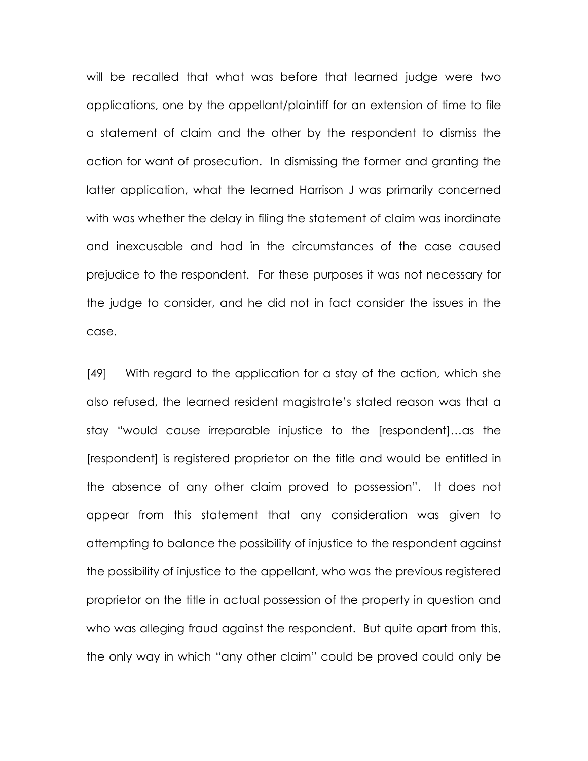will be recalled that what was before that learned judge were two applications, one by the appellant/plaintiff for an extension of time to file a statement of claim and the other by the respondent to dismiss the action for want of prosecution. In dismissing the former and granting the latter application, what the learned Harrison J was primarily concerned with was whether the delay in filing the statement of claim was inordinate and inexcusable and had in the circumstances of the case caused prejudice to the respondent. For these purposes it was not necessary for the judge to consider, and he did not in fact consider the issues in the case.

[49] With regard to the application for a stay of the action, which she also refused, the learned resident magistrate's stated reason was that a stay "would cause irreparable injustice to the [respondent]…as the [respondent] is registered proprietor on the title and would be entitled in the absence of any other claim proved to possession". It does not appear from this statement that any consideration was given to attempting to balance the possibility of injustice to the respondent against the possibility of injustice to the appellant, who was the previous registered proprietor on the title in actual possession of the property in question and who was alleging fraud against the respondent. But quite apart from this, the only way in which "any other claim" could be proved could only be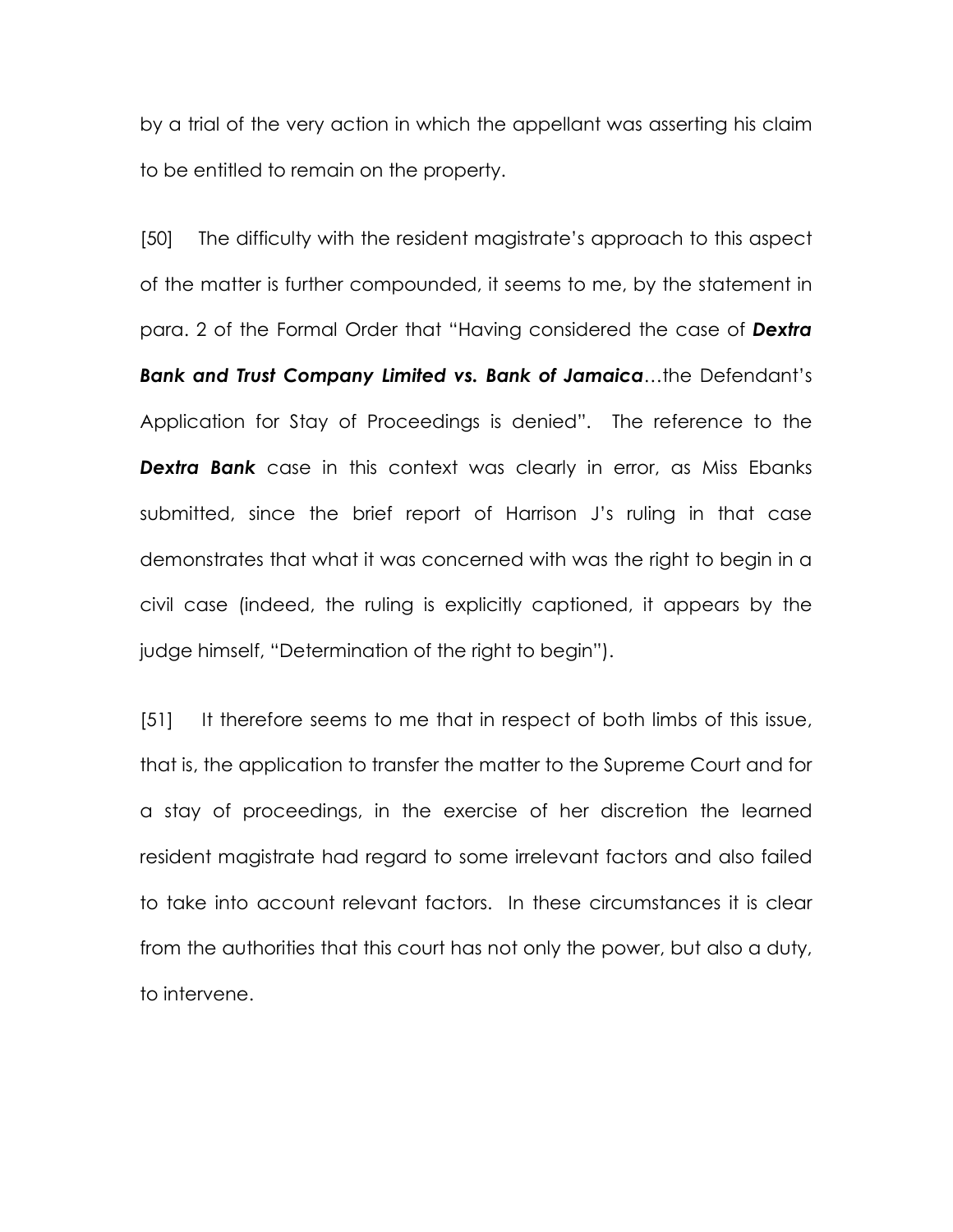by a trial of the very action in which the appellant was asserting his claim to be entitled to remain on the property.

[50] The difficulty with the resident magistrate's approach to this aspect of the matter is further compounded, it seems to me, by the statement in para. 2 of the Formal Order that "Having considered the case of ***Dextra Bank and Trust Company Limited vs. Bank of Jamaica***…the Defendant's Application for Stay of Proceedings is denied". The reference to the ***Dextra Bank*** case in this context was clearly in error, as Miss Ebanks submitted, since the brief report of Harrison J's ruling in that case demonstrates that what it was concerned with was the right to begin in a civil case (indeed, the ruling is explicitly captioned, it appears by the judge himself, "Determination of the right to begin").

[51] It therefore seems to me that in respect of both limbs of this issue, that is, the application to transfer the matter to the Supreme Court and for a stay of proceedings, in the exercise of her discretion the learned resident magistrate had regard to some irrelevant factors and also failed to take into account relevant factors. In these circumstances it is clear from the authorities that this court has not only the power, but also a duty, to intervene.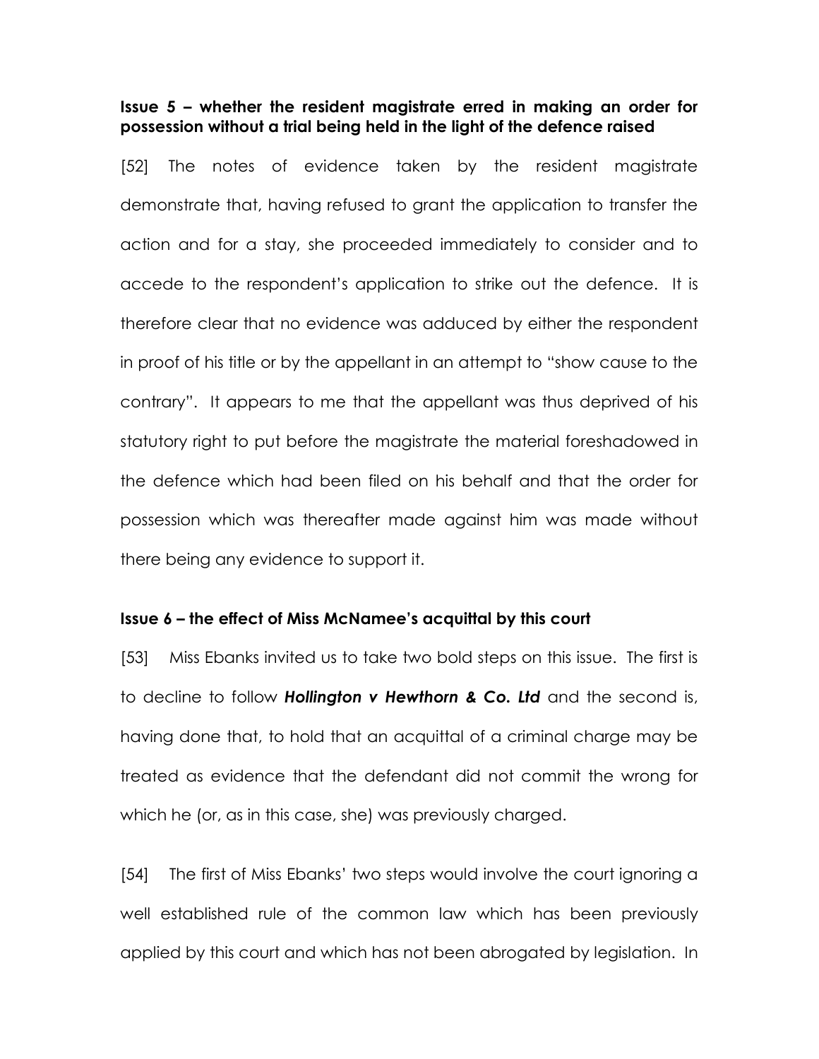**Issue 5 – whether the resident magistrate erred in making an order for possession without a trial being held in the light of the defence raised**

[52] The notes of evidence taken by the resident magistrate demonstrate that, having refused to grant the application to transfer the action and for a stay, she proceeded immediately to consider and to accede to the respondent's application to strike out the defence. It is therefore clear that no evidence was adduced by either the respondent in proof of his title or by the appellant in an attempt to "show cause to the contrary". It appears to me that the appellant was thus deprived of his statutory right to put before the magistrate the material foreshadowed in the defence which had been filed on his behalf and that the order for possession which was thereafter made against him was made without there being any evidence to support it.

**Issue 6 – the effect of Miss McNamee's acquittal by this court**

[53] Miss Ebanks invited us to take two bold steps on this issue. The first is to decline to follow ***Hollington v Hewthorn & Co. Ltd*** and the second is, having done that, to hold that an acquittal of a criminal charge may be treated as evidence that the defendant did not commit the wrong for which he (or, as in this case, she) was previously charged.

[54] The first of Miss Ebanks' two steps would involve the court ignoring a well established rule of the common law which has been previously applied by this court and which has not been abrogated by legislation. In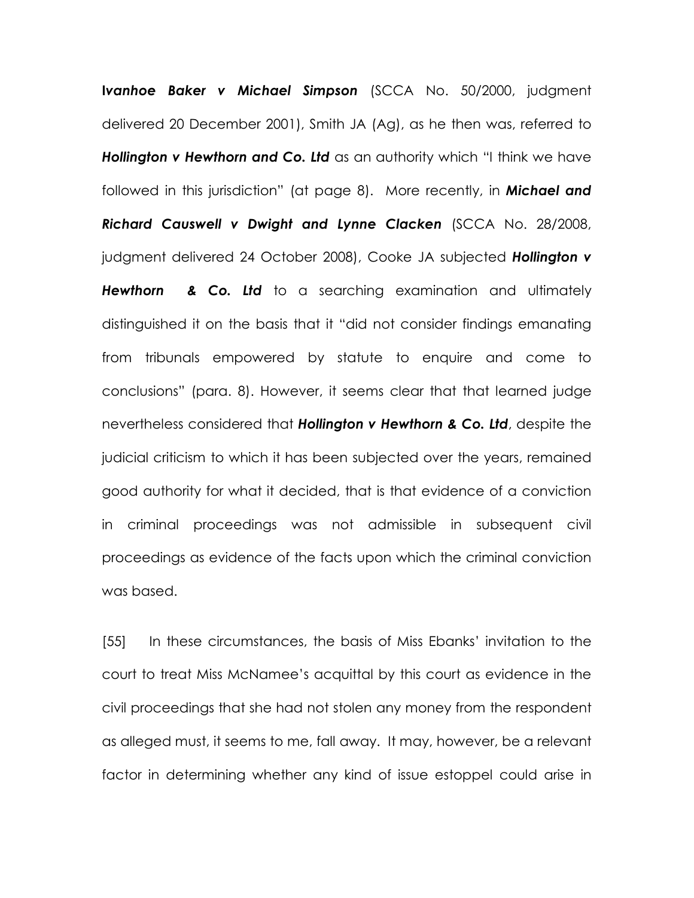***Ivanhoe Baker v Michael Simpson*** (SCCA No. 50/2000, judgment delivered 20 December 2001), Smith JA (Ag), as he then was, referred to ***Hollington v Hewthorn and Co. Ltd*** as an authority which "I think we have followed in this jurisdiction" (at page 8). More recently, in ***Michael and Richard Causwell v Dwight and Lynne Clacken*** (SCCA No. 28/2008, judgment delivered 24 October 2008), Cooke JA subjected ***Hollington v Hewthorn & Co. Ltd*** to a searching examination and ultimately distinguished it on the basis that it "did not consider findings emanating from tribunals empowered by statute to enquire and come to conclusions" (para. 8). However, it seems clear that that learned judge nevertheless considered that ***Hollington v Hewthorn & Co. Ltd***, despite the judicial criticism to which it has been subjected over the years, remained good authority for what it decided, that is that evidence of a conviction in criminal proceedings was not admissible in subsequent civil proceedings as evidence of the facts upon which the criminal conviction was based.

[55] In these circumstances, the basis of Miss Ebanks' invitation to the court to treat Miss McNamee's acquittal by this court as evidence in the civil proceedings that she had not stolen any money from the respondent as alleged must, it seems to me, fall away. It may, however, be a relevant factor in determining whether any kind of issue estoppel could arise in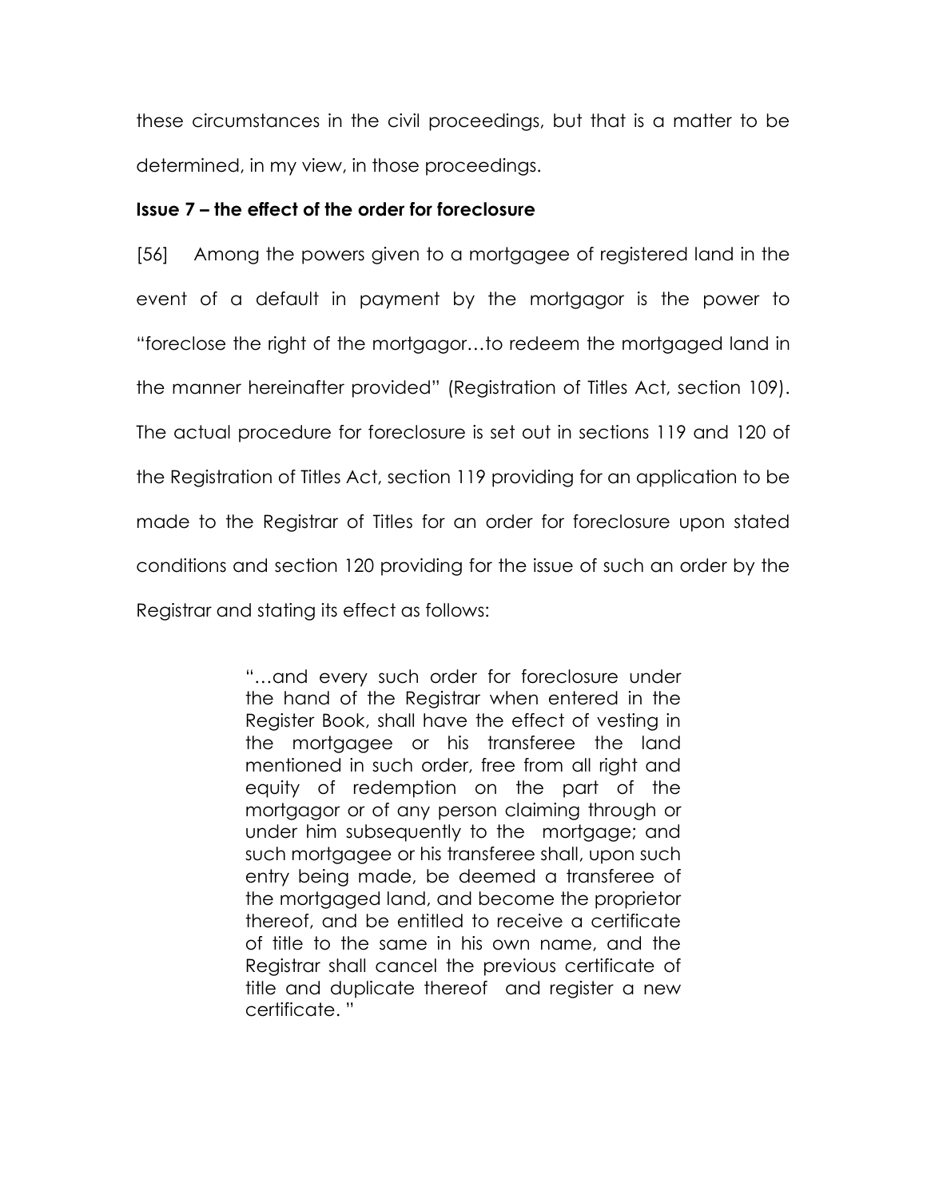these circumstances in the civil proceedings, but that is a matter to be determined, in my view, in those proceedings.

**Issue 7 – the effect of the order for foreclosure**

[56] Among the powers given to a mortgagee of registered land in the event of a default in payment by the mortgagor is the power to "foreclose the right of the mortgagor…to redeem the mortgaged land in the manner hereinafter provided" (Registration of Titles Act, section 109). The actual procedure for foreclosure is set out in sections 119 and 120 of the Registration of Titles Act, section 119 providing for an application to be made to the Registrar of Titles for an order for foreclosure upon stated conditions and section 120 providing for the issue of such an order by the Registrar and stating its effect as follows:

> "…and every such order for foreclosure under the hand of the Registrar when entered in the Register Book, shall have the effect of vesting in the mortgagee or his transferee the land mentioned in such order, free from all right and equity of redemption on the part of the mortgagor or of any person claiming through or under him subsequently to the mortgage; and such mortgagee or his transferee shall, upon such entry being made, be deemed a transferee of the mortgaged land, and become the proprietor thereof, and be entitled to receive a certificate of title to the same in his own name, and the Registrar shall cancel the previous certificate of title and duplicate thereof and register a new certificate."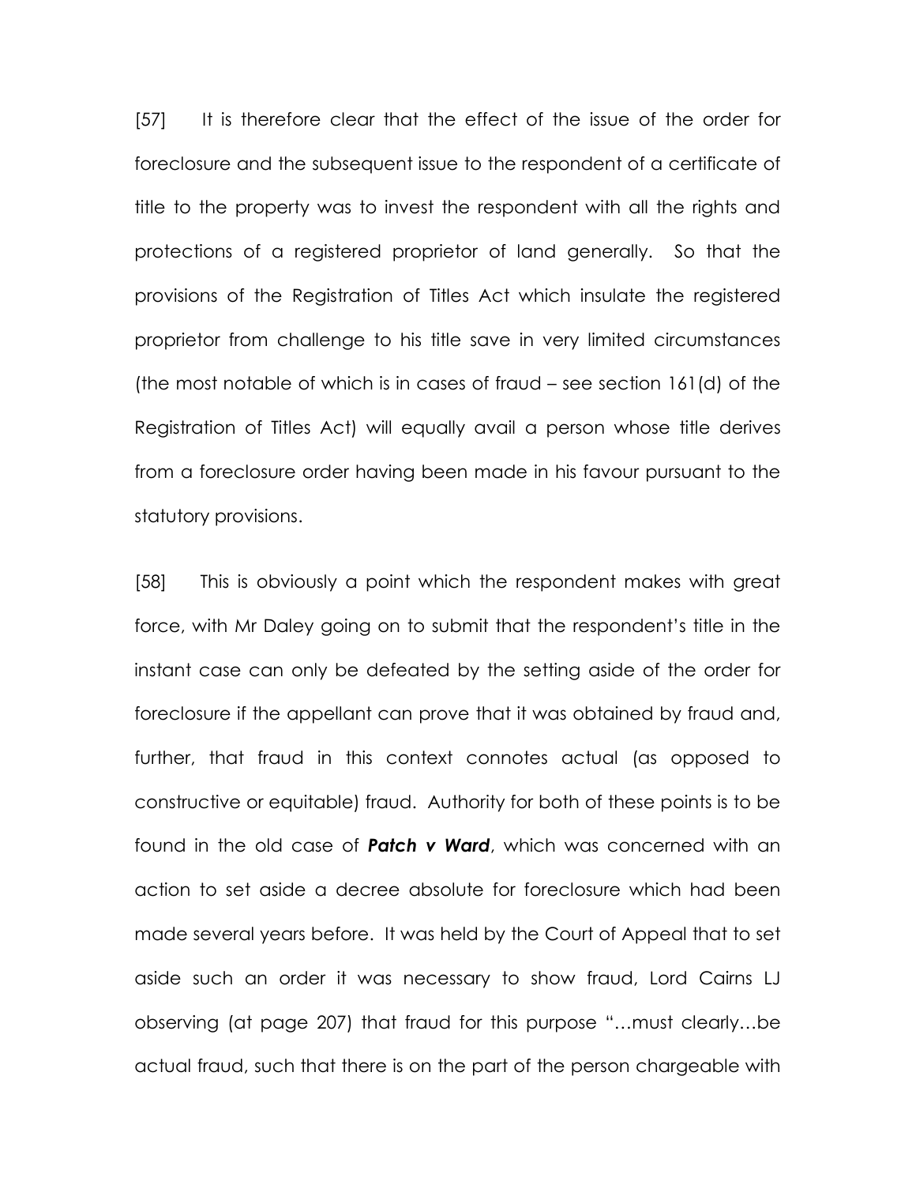[57] It is therefore clear that the effect of the issue of the order for foreclosure and the subsequent issue to the respondent of a certificate of title to the property was to invest the respondent with all the rights and protections of a registered proprietor of land generally. So that the provisions of the Registration of Titles Act which insulate the registered proprietor from challenge to his title save in very limited circumstances (the most notable of which is in cases of fraud – see section 161(d) of the Registration of Titles Act) will equally avail a person whose title derives from a foreclosure order having been made in his favour pursuant to the statutory provisions.

[58] This is obviously a point which the respondent makes with great force, with Mr Daley going on to submit that the respondent's title in the instant case can only be defeated by the setting aside of the order for foreclosure if the appellant can prove that it was obtained by fraud and, further, that fraud in this context connotes actual (as opposed to constructive or equitable) fraud. Authority for both of these points is to be found in the old case of ***Patch v Ward***, which was concerned with an action to set aside a decree absolute for foreclosure which had been made several years before. It was held by the Court of Appeal that to set aside such an order it was necessary to show fraud, Lord Cairns LJ observing (at page 207) that fraud for this purpose "…must clearly…be actual fraud, such that there is on the part of the person chargeable with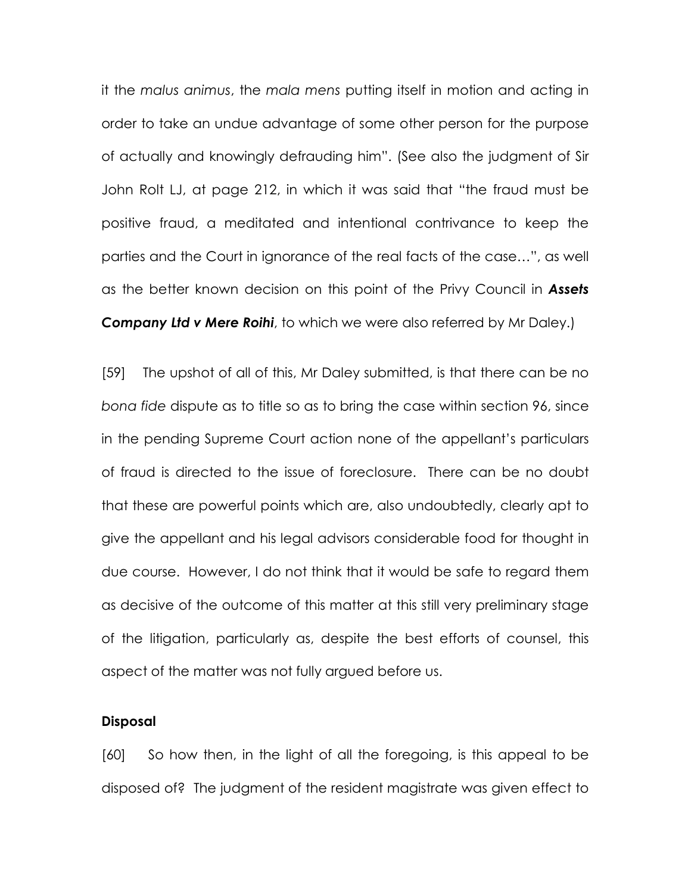it the *malus animus*, the *mala mens* putting itself in motion and acting in order to take an undue advantage of some other person for the purpose of actually and knowingly defrauding him". (See also the judgment of Sir John Rolt LJ, at page 212, in which it was said that "the fraud must be positive fraud, a meditated and intentional contrivance to keep the parties and the Court in ignorance of the real facts of the case…", as well as the better known decision on this point of the Privy Council in ***Assets Company Ltd v Mere Roihi***, to which we were also referred by Mr Daley.)

[59] The upshot of all of this, Mr Daley submitted, is that there can be no *bona fide* dispute as to title so as to bring the case within section 96, since in the pending Supreme Court action none of the appellant's particulars of fraud is directed to the issue of foreclosure. There can be no doubt that these are powerful points which are, also undoubtedly, clearly apt to give the appellant and his legal advisors considerable food for thought in due course. However, I do not think that it would be safe to regard them as decisive of the outcome of this matter at this still very preliminary stage of the litigation, particularly as, despite the best efforts of counsel, this aspect of the matter was not fully argued before us.

**Disposal**

[60] So how then, in the light of all the foregoing, is this appeal to be disposed of? The judgment of the resident magistrate was given effect to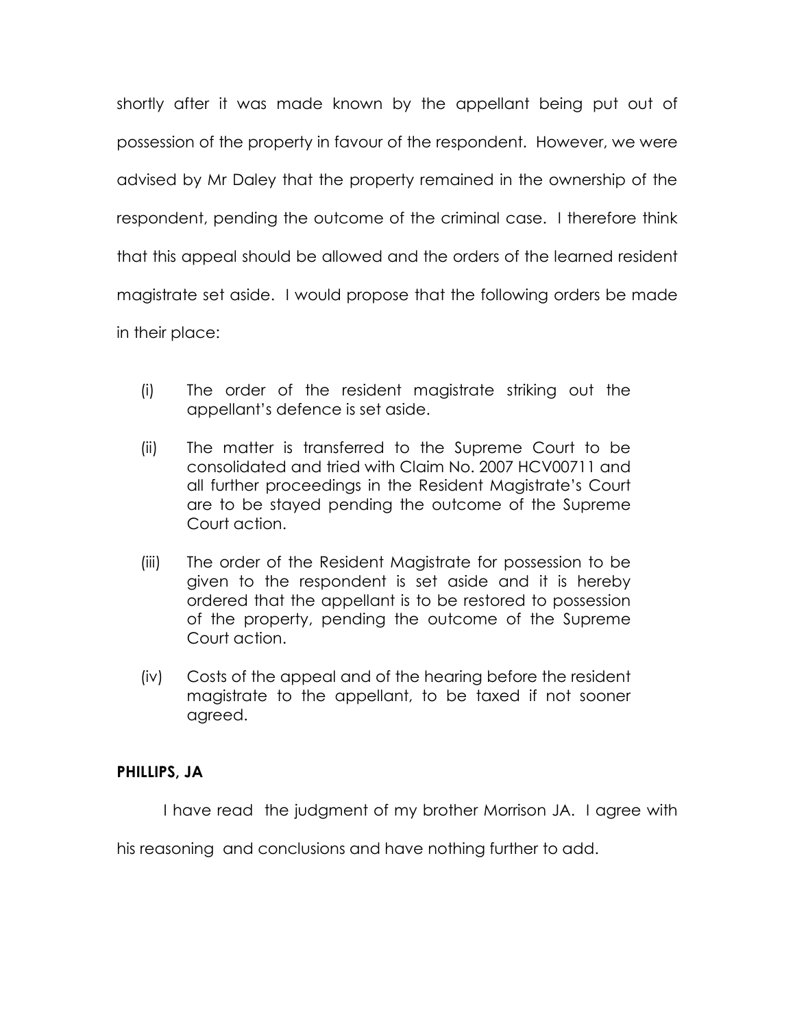shortly after it was made known by the appellant being put out of possession of the property in favour of the respondent. However, we were advised by Mr Daley that the property remained in the ownership of the respondent, pending the outcome of the criminal case. I therefore think that this appeal should be allowed and the orders of the learned resident magistrate set aside. I would propose that the following orders be made in their place:

(i) The order of the resident magistrate striking out the appellant's defence is set aside.

(ii) The matter is transferred to the Supreme Court to be consolidated and tried with Claim No. 2007 HCV00711 and all further proceedings in the Resident Magistrate's Court are to be stayed pending the outcome of the Supreme Court action.

(iii) The order of the Resident Magistrate for possession to be given to the respondent is set aside and it is hereby ordered that the appellant is to be restored to possession of the property, pending the outcome of the Supreme Court action.

(iv) Costs of the appeal and of the hearing before the resident magistrate to the appellant, to be taxed if not sooner agreed.

**PHILLIPS, JA**

I have read the judgment of my brother Morrison JA. I agree with his reasoning and conclusions and have nothing further to add.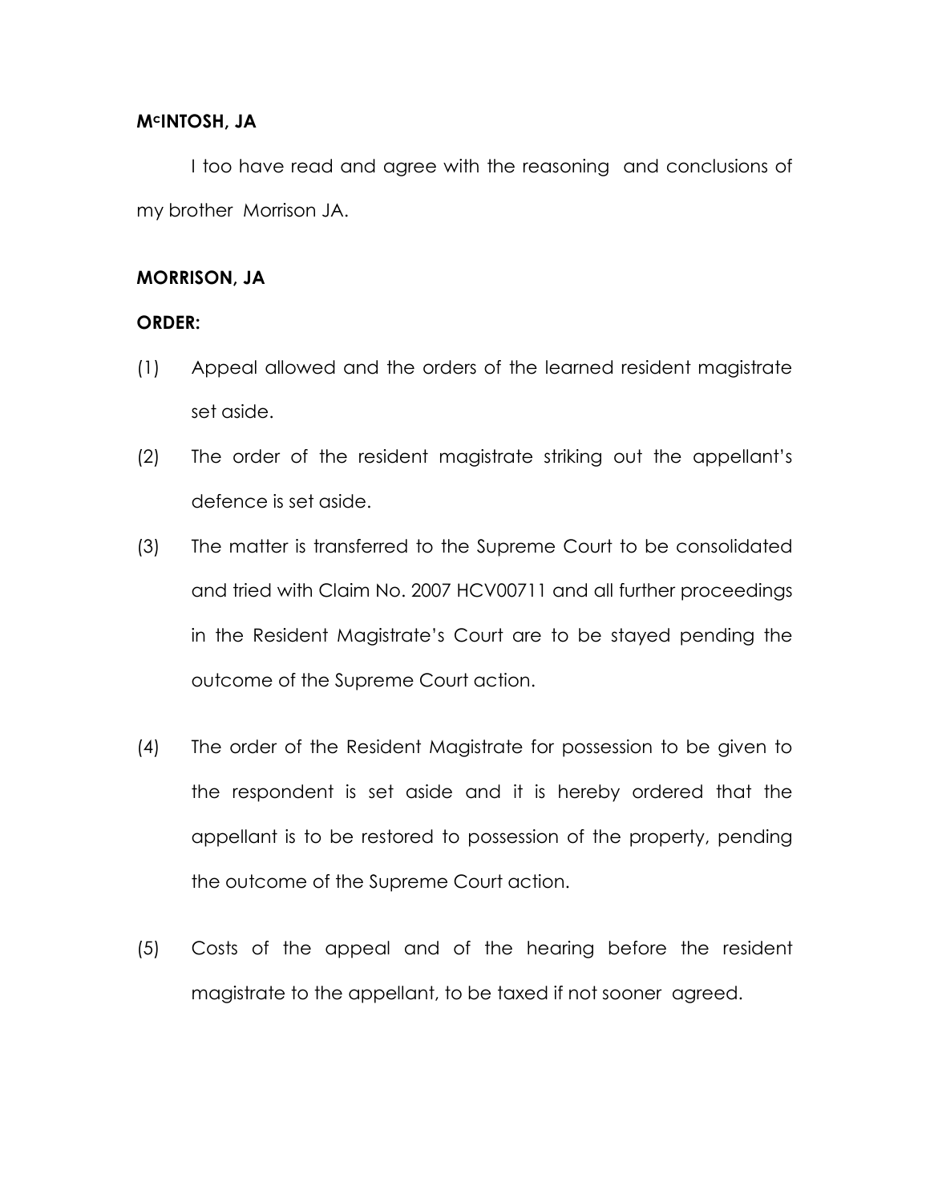**McINTOSH, JA**

I too have read and agree with the reasoning and conclusions of my brother Morrison JA.

**MORRISON, JA**

**ORDER:**

(1) Appeal allowed and the orders of the learned resident magistrate set aside.

(2) The order of the resident magistrate striking out the appellant's defence is set aside.

(3) The matter is transferred to the Supreme Court to be consolidated and tried with Claim No. 2007 HCV00711 and all further proceedings in the Resident Magistrate's Court are to be stayed pending the outcome of the Supreme Court action.

(4) The order of the Resident Magistrate for possession to be given to the respondent is set aside and it is hereby ordered that the appellant is to be restored to possession of the property, pending the outcome of the Supreme Court action.

(5) Costs of the appeal and of the hearing before the resident magistrate to the appellant, to be taxed if not sooner agreed.